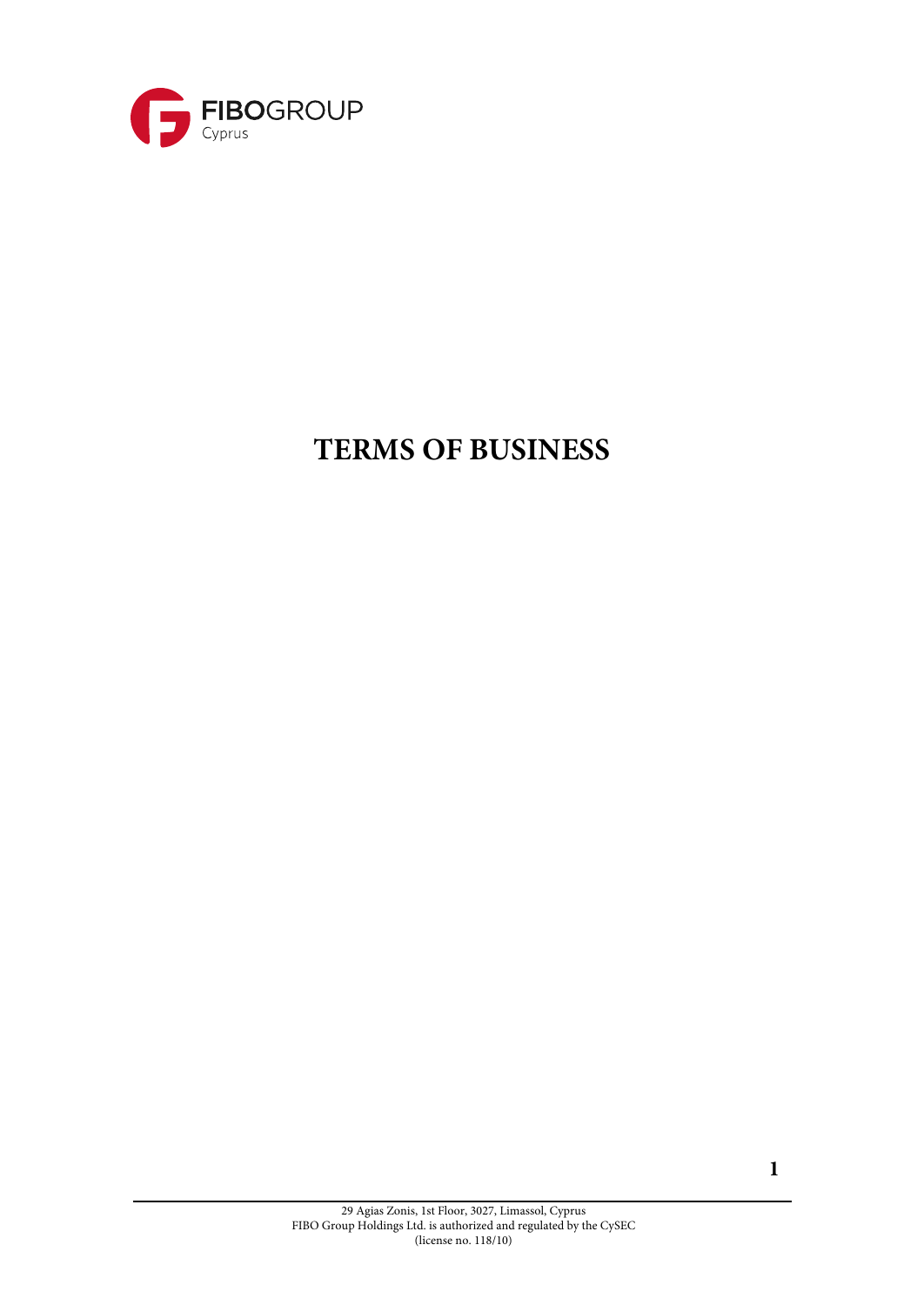FIBOGROUP Cyprus

# TERMS OF BUSINESS

29 Agias Zonis, 1st Floor, 3027, Limassol, Cyprus
FIBO Group Holdings Ltd. is authorized and regulated by the CySEC
(license no. 118/10)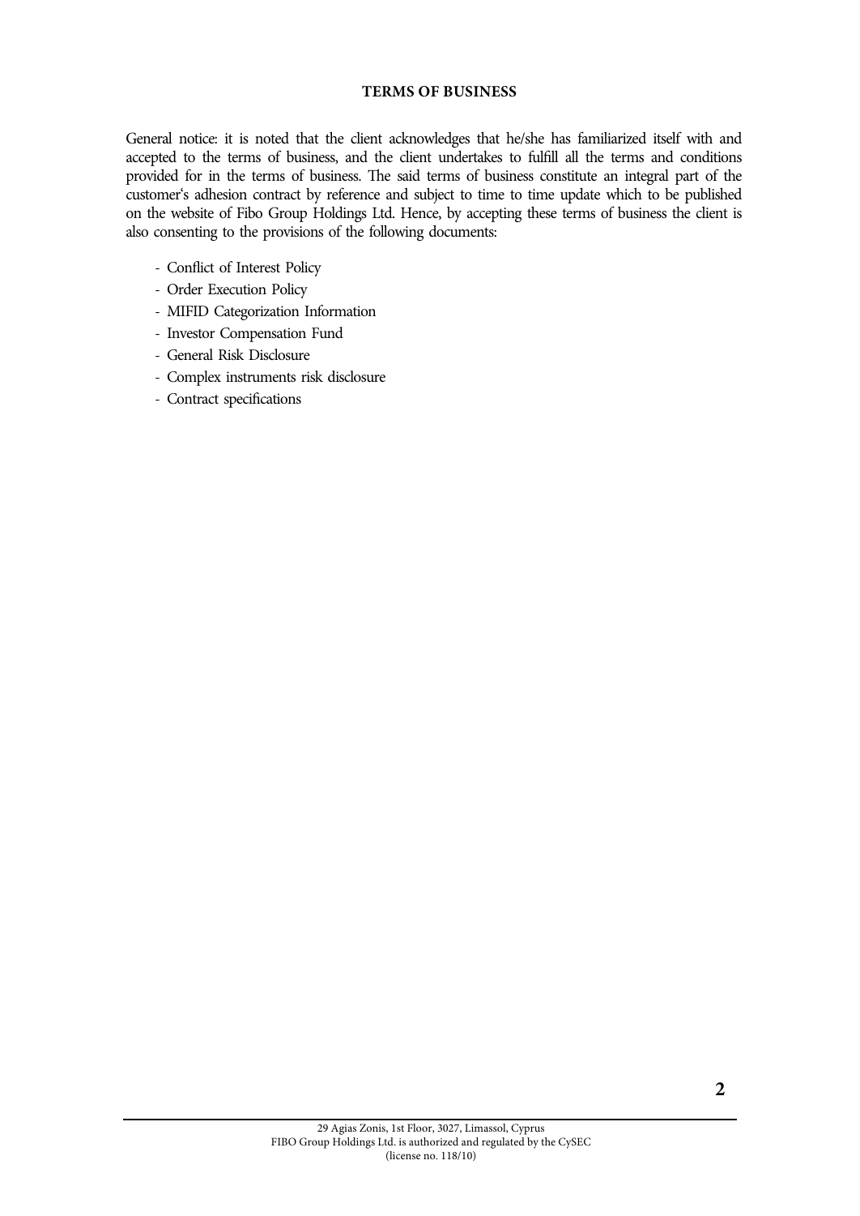## TERMS OF BUSINESS

General notice: it is noted that the client acknowledges that he/she has familiarized itself with and accepted to the terms of business, and the client undertakes to fulfill all the terms and conditions provided for in the terms of business. The said terms of business constitute an integral part of the customer's adhesion contract by reference and subject to time to time update which to be published on the website of Fibo Group Holdings Ltd. Hence, by accepting these terms of business the client is also consenting to the provisions of the following documents:

- Conflict of Interest Policy
- Order Execution Policy
- MIFID Categorization Information
- Investor Compensation Fund
- General Risk Disclosure
- Complex instruments risk disclosure
- Contract specifications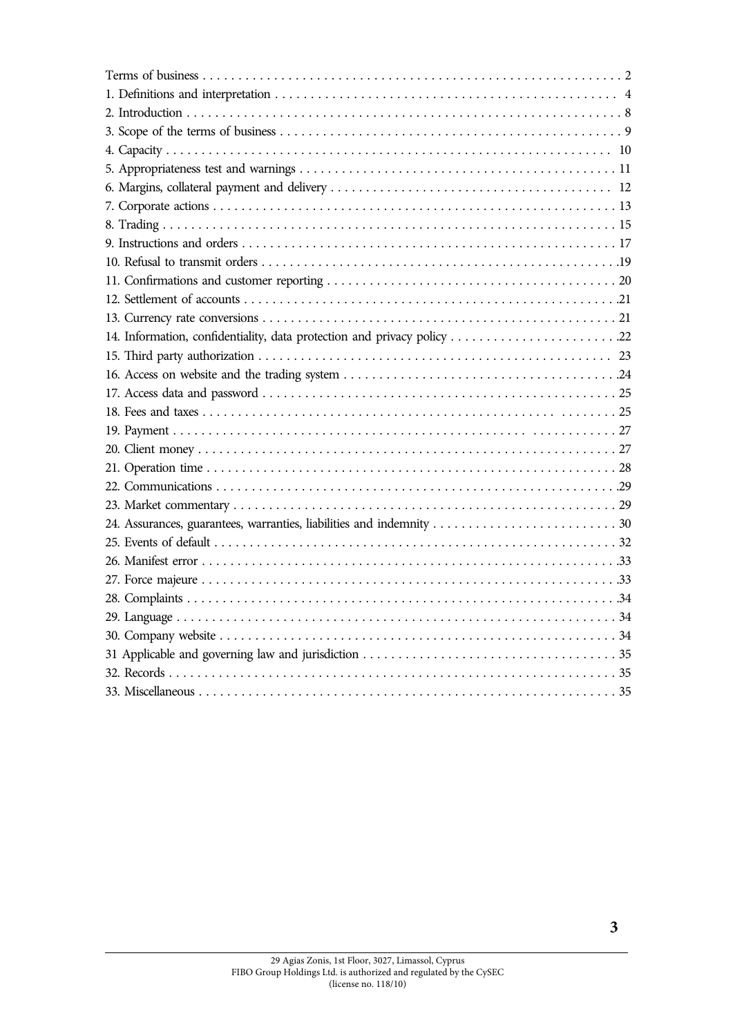Terms of business . . . . . . . . . . . . . . . . . . . . . . . . . . . . . . . . . . . . . . . . . . . . . . . . . . . . . . . . . . . . . 2
1. Definitions and interpretation . . . . . . . . . . . . . . . . . . . . . . . . . . . . . . . . . . . . . . . . . . . . . . . . . 4
2. Introduction . . . . . . . . . . . . . . . . . . . . . . . . . . . . . . . . . . . . . . . . . . . . . . . . . . . . . . . . . . . . . 8
3. Scope of the terms of business . . . . . . . . . . . . . . . . . . . . . . . . . . . . . . . . . . . . . . . . . . . . . . . . . 9
4. Capacity . . . . . . . . . . . . . . . . . . . . . . . . . . . . . . . . . . . . . . . . . . . . . . . . . . . . . . . . . . . . . . 10
5. Appropriateness test and warnings . . . . . . . . . . . . . . . . . . . . . . . . . . . . . . . . . . . . . . . . . . . . . 11
6. Margins, collateral payment and delivery . . . . . . . . . . . . . . . . . . . . . . . . . . . . . . . . . . . . . . . . 12
7. Corporate actions . . . . . . . . . . . . . . . . . . . . . . . . . . . . . . . . . . . . . . . . . . . . . . . . . . . . . . . . . 13
8. Trading . . . . . . . . . . . . . . . . . . . . . . . . . . . . . . . . . . . . . . . . . . . . . . . . . . . . . . . . . . . . . . . . 15
9. Instructions and orders . . . . . . . . . . . . . . . . . . . . . . . . . . . . . . . . . . . . . . . . . . . . . . . . . . . . . 17
10. Refusal to transmit orders . . . . . . . . . . . . . . . . . . . . . . . . . . . . . . . . . . . . . . . . . . . . . . . . . . . 19
11. Confirmations and customer reporting . . . . . . . . . . . . . . . . . . . . . . . . . . . . . . . . . . . . . . . . . 20
12. Settlement of accounts . . . . . . . . . . . . . . . . . . . . . . . . . . . . . . . . . . . . . . . . . . . . . . . . . . . . . 21
13. Currency rate conversions . . . . . . . . . . . . . . . . . . . . . . . . . . . . . . . . . . . . . . . . . . . . . . . . . . . 21
14. Information, confidentiality, data protection and privacy policy . . . . . . . . . . . . . . . . . . . . . . . . 22
15. Third party authorization . . . . . . . . . . . . . . . . . . . . . . . . . . . . . . . . . . . . . . . . . . . . . . . . . . . 23
16. Access on website and the trading system . . . . . . . . . . . . . . . . . . . . . . . . . . . . . . . . . . . . . . . 24
17. Access data and password . . . . . . . . . . . . . . . . . . . . . . . . . . . . . . . . . . . . . . . . . . . . . . . . . . . 25
18. Fees and taxes . . . . . . . . . . . . . . . . . . . . . . . . . . . . . . . . . . . . . . . . . . . . . . . . . . . . . . . . . . . 25
19. Payment . . . . . . . . . . . . . . . . . . . . . . . . . . . . . . . . . . . . . . . . . . . . . . . . . . . . . . . . . . . . . . . 27
20. Client money . . . . . . . . . . . . . . . . . . . . . . . . . . . . . . . . . . . . . . . . . . . . . . . . . . . . . . . . . . . . 27
21. Operation time . . . . . . . . . . . . . . . . . . . . . . . . . . . . . . . . . . . . . . . . . . . . . . . . . . . . . . . . . . . 28
22. Communications . . . . . . . . . . . . . . . . . . . . . . . . . . . . . . . . . . . . . . . . . . . . . . . . . . . . . . . . . 29
23. Market commentary . . . . . . . . . . . . . . . . . . . . . . . . . . . . . . . . . . . . . . . . . . . . . . . . . . . . . . . 29
24. Assurances, guarantees, warranties, liabilities and indemnity . . . . . . . . . . . . . . . . . . . . . . . . . . 30
25. Events of default . . . . . . . . . . . . . . . . . . . . . . . . . . . . . . . . . . . . . . . . . . . . . . . . . . . . . . . . . . 32
26. Manifest error . . . . . . . . . . . . . . . . . . . . . . . . . . . . . . . . . . . . . . . . . . . . . . . . . . . . . . . . . . . 33
27. Force majeure . . . . . . . . . . . . . . . . . . . . . . . . . . . . . . . . . . . . . . . . . . . . . . . . . . . . . . . . . . . 33
28. Complaints . . . . . . . . . . . . . . . . . . . . . . . . . . . . . . . . . . . . . . . . . . . . . . . . . . . . . . . . . . . . . 34
29. Language . . . . . . . . . . . . . . . . . . . . . . . . . . . . . . . . . . . . . . . . . . . . . . . . . . . . . . . . . . . . . . 34
30. Company website . . . . . . . . . . . . . . . . . . . . . . . . . . . . . . . . . . . . . . . . . . . . . . . . . . . . . . . . . 34
31 Applicable and governing law and jurisdiction . . . . . . . . . . . . . . . . . . . . . . . . . . . . . . . . . . . . . 35
32. Records . . . . . . . . . . . . . . . . . . . . . . . . . . . . . . . . . . . . . . . . . . . . . . . . . . . . . . . . . . . . . . . . 35
33. Miscellaneous . . . . . . . . . . . . . . . . . . . . . . . . . . . . . . . . . . . . . . . . . . . . . . . . . . . . . . . . . . . 35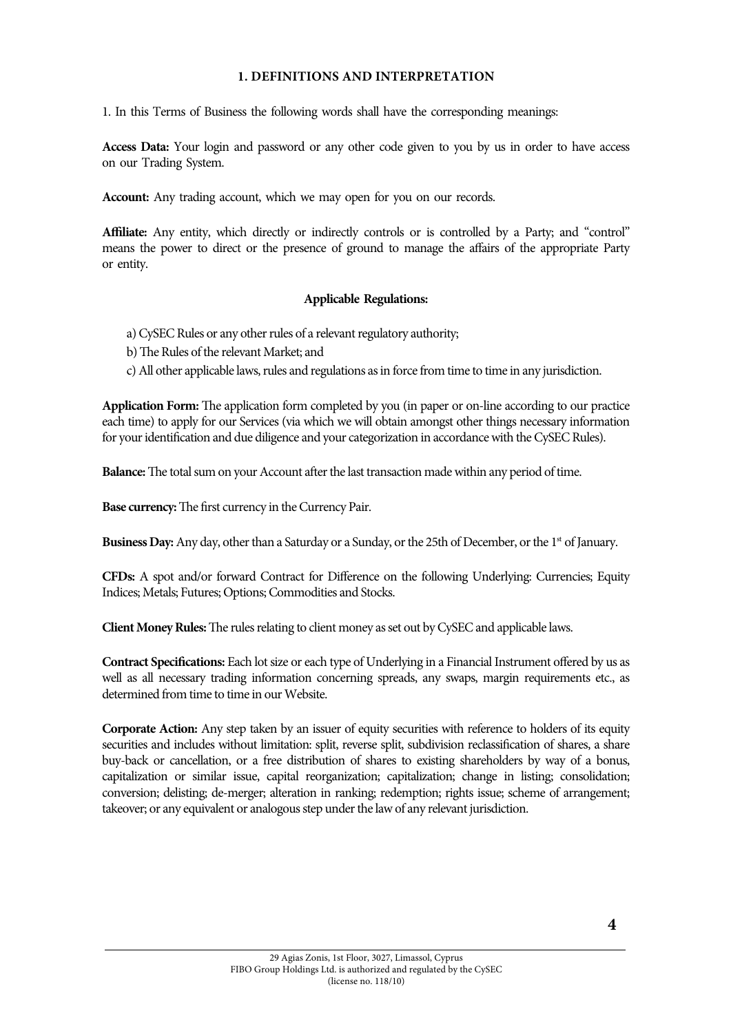## 1. DEFINITIONS AND INTERPRETATION

1. In this Terms of Business the following words shall have the corresponding meanings:

**Access Data:** Your login and password or any other code given to you by us in order to have access on our Trading System.

**Account:** Any trading account, which we may open for you on our records.

**Affiliate:** Any entity, which directly or indirectly controls or is controlled by a Party; and "control" means the power to direct or the presence of ground to manage the affairs of the appropriate Party or entity.

**Applicable Regulations:**

a) CySEC Rules or any other rules of a relevant regulatory authority;
b) The Rules of the relevant Market; and
c) All other applicable laws, rules and regulations as in force from time to time in any jurisdiction.

**Application Form:** The application form completed by you (in paper or on-line according to our practice each time) to apply for our Services (via which we will obtain amongst other things necessary information for your identification and due diligence and your categorization in accordance with the CySEC Rules).

**Balance:** The total sum on your Account after the last transaction made within any period of time.

**Base currency:** The first currency in the Currency Pair.

**Business Day:** Any day, other than a Saturday or a Sunday, or the 25th of December, or the 1st of January.

**CFDs:** A spot and/or forward Contract for Difference on the following Underlying: Currencies; Equity Indices; Metals; Futures; Options; Commodities and Stocks.

**Client Money Rules:** The rules relating to client money as set out by CySEC and applicable laws.

**Contract Specifications:** Each lot size or each type of Underlying in a Financial Instrument offered by us as well as all necessary trading information concerning spreads, any swaps, margin requirements etc., as determined from time to time in our Website.

**Corporate Action:** Any step taken by an issuer of equity securities with reference to holders of its equity securities and includes without limitation: split, reverse split, subdivision reclassification of shares, a share buy-back or cancellation, or a free distribution of shares to existing shareholders by way of a bonus, capitalization or similar issue, capital reorganization; capitalization; change in listing; consolidation; conversion; delisting; de-merger; alteration in ranking; redemption; rights issue; scheme of arrangement; takeover; or any equivalent or analogous step under the law of any relevant jurisdiction.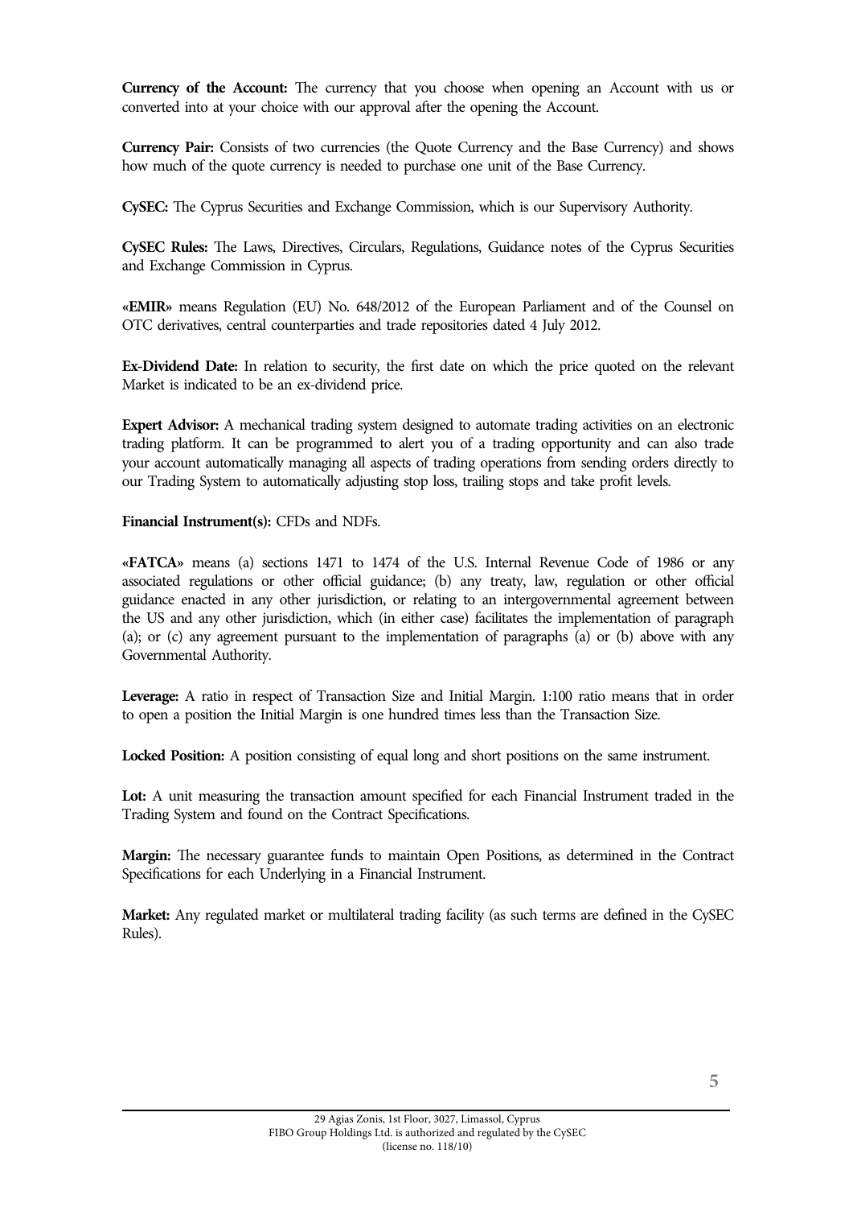**Currency of the Account:** The currency that you choose when opening an Account with us or converted into at your choice with our approval after the opening the Account.

**Currency Pair:** Consists of two currencies (the Quote Currency and the Base Currency) and shows how much of the quote currency is needed to purchase one unit of the Base Currency.

**CySEC:** The Cyprus Securities and Exchange Commission, which is our Supervisory Authority.

**CySEC Rules:** The Laws, Directives, Circulars, Regulations, Guidance notes of the Cyprus Securities and Exchange Commission in Cyprus.

**«EMIR»** means Regulation (EU) No. 648/2012 of the European Parliament and of the Counsel on OTC derivatives, central counterparties and trade repositories dated 4 July 2012.

**Ex-Dividend Date:** In relation to security, the first date on which the price quoted on the relevant Market is indicated to be an ex-dividend price.

**Expert Advisor:** A mechanical trading system designed to automate trading activities on an electronic trading platform. It can be programmed to alert you of a trading opportunity and can also trade your account automatically managing all aspects of trading operations from sending orders directly to our Trading System to automatically adjusting stop loss, trailing stops and take profit levels.

**Financial Instrument(s):** CFDs and NDFs.

**«FATCA»** means (a) sections 1471 to 1474 of the U.S. Internal Revenue Code of 1986 or any associated regulations or other official guidance; (b) any treaty, law, regulation or other official guidance enacted in any other jurisdiction, or relating to an intergovernmental agreement between the US and any other jurisdiction, which (in either case) facilitates the implementation of paragraph (a); or (c) any agreement pursuant to the implementation of paragraphs (a) or (b) above with any Governmental Authority.

**Leverage:** A ratio in respect of Transaction Size and Initial Margin. 1:100 ratio means that in order to open a position the Initial Margin is one hundred times less than the Transaction Size.

**Locked Position:** A position consisting of equal long and short positions on the same instrument.

**Lot:** A unit measuring the transaction amount specified for each Financial Instrument traded in the Trading System and found on the Contract Specifications.

**Margin:** The necessary guarantee funds to maintain Open Positions, as determined in the Contract Specifications for each Underlying in a Financial Instrument.

**Market:** Any regulated market or multilateral trading facility (as such terms are defined in the CySEC Rules).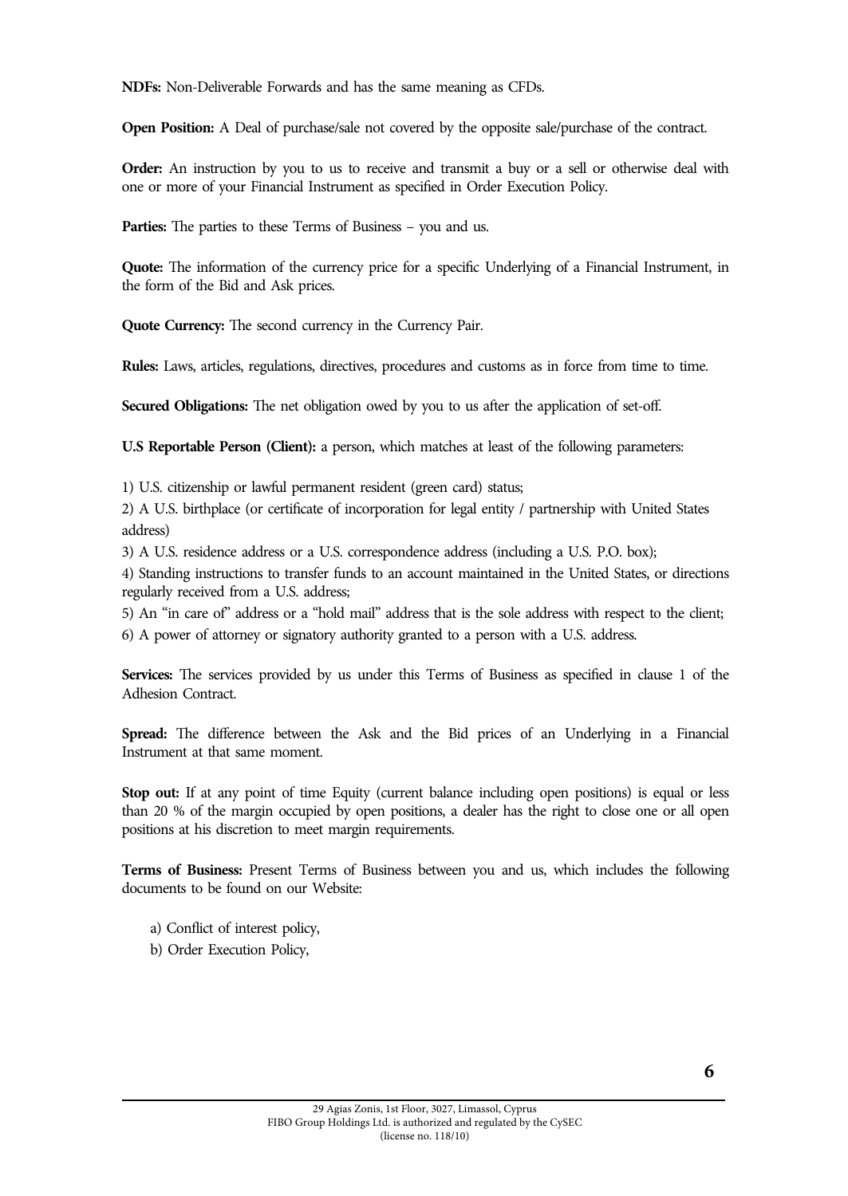**NDFs:** Non-Deliverable Forwards and has the same meaning as CFDs.

**Open Position:** A Deal of purchase/sale not covered by the opposite sale/purchase of the contract.

**Order:** An instruction by you to us to receive and transmit a buy or a sell or otherwise deal with one or more of your Financial Instrument as specified in Order Execution Policy.

**Parties:** The parties to these Terms of Business – you and us.

**Quote:** The information of the currency price for a specific Underlying of a Financial Instrument, in the form of the Bid and Ask prices.

**Quote Currency:** The second currency in the Currency Pair.

**Rules:** Laws, articles, regulations, directives, procedures and customs as in force from time to time.

**Secured Obligations:** The net obligation owed by you to us after the application of set-off.

**U.S Reportable Person (Client):** a person, which matches at least of the following parameters:

1) U.S. citizenship or lawful permanent resident (green card) status;

2) A U.S. birthplace (or certificate of incorporation for legal entity / partnership with United States address)

3) A U.S. residence address or a U.S. correspondence address (including a U.S. P.O. box);

4) Standing instructions to transfer funds to an account maintained in the United States, or directions regularly received from a U.S. address;

5) An "in care of" address or a "hold mail" address that is the sole address with respect to the client;

6) A power of attorney or signatory authority granted to a person with a U.S. address.

**Services:** The services provided by us under this Terms of Business as specified in clause 1 of the Adhesion Contract.

**Spread:** The difference between the Ask and the Bid prices of an Underlying in a Financial Instrument at that same moment.

**Stop out:** If at any point of time Equity (current balance including open positions) is equal or less than 20 % of the margin occupied by open positions, a dealer has the right to close one or all open positions at his discretion to meet margin requirements.

**Terms of Business:** Present Terms of Business between you and us, which includes the following documents to be found on our Website:

a) Conflict of interest policy,

b) Order Execution Policy,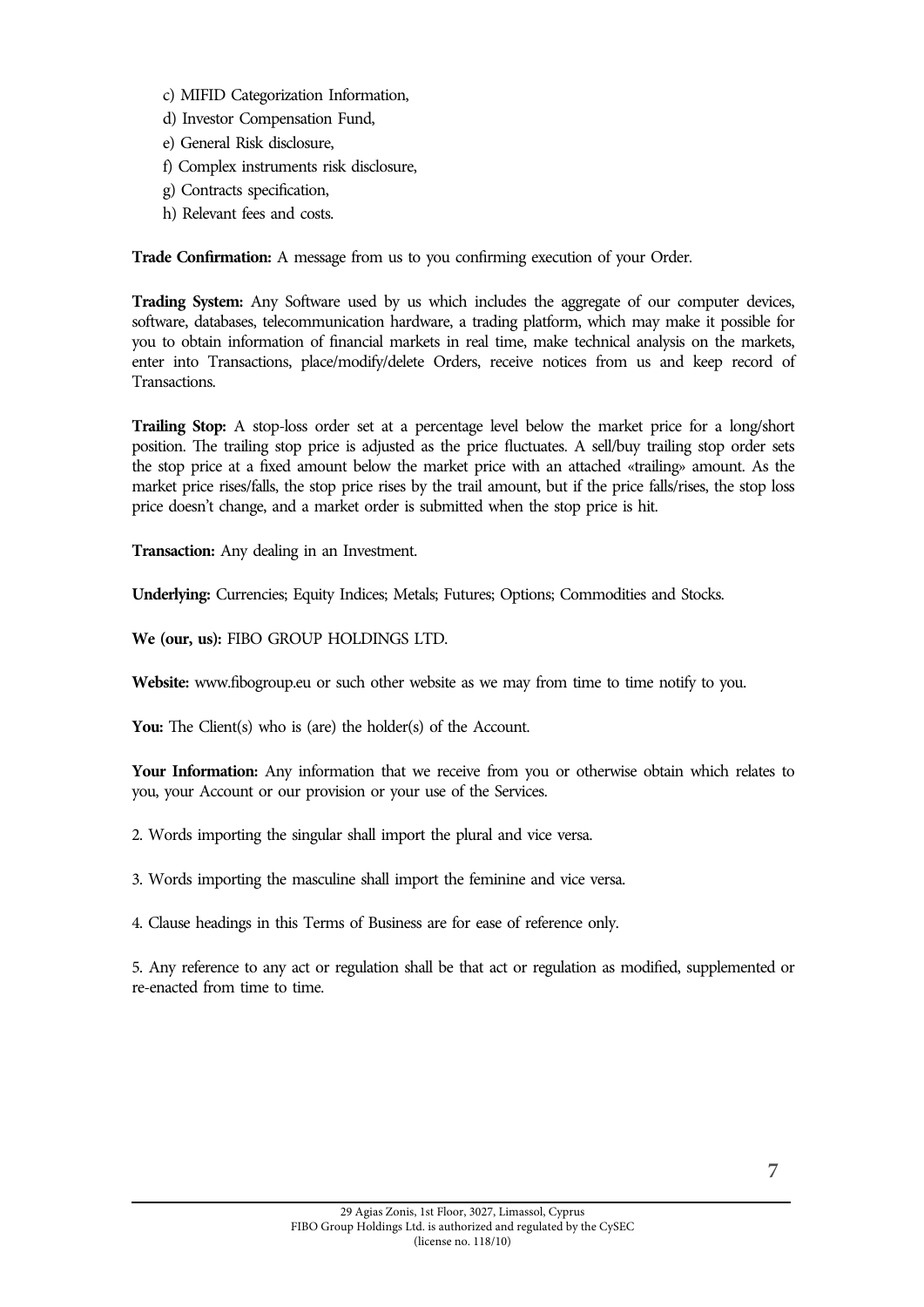c) MIFID Categorization Information,
d) Investor Compensation Fund,
e) General Risk disclosure,
f) Complex instruments risk disclosure,
g) Contracts specification,
h) Relevant fees and costs.

**Trade Confirmation:** A message from us to you confirming execution of your Order.

**Trading System:** Any Software used by us which includes the aggregate of our computer devices, software, databases, telecommunication hardware, a trading platform, which may make it possible for you to obtain information of financial markets in real time, make technical analysis on the markets, enter into Transactions, place/modify/delete Orders, receive notices from us and keep record of Transactions.

**Trailing Stop:** A stop-loss order set at a percentage level below the market price for a long/short position. The trailing stop price is adjusted as the price fluctuates. A sell/buy trailing stop order sets the stop price at a fixed amount below the market price with an attached «trailing» amount. As the market price rises/falls, the stop price rises by the trail amount, but if the price falls/rises, the stop loss price doesn't change, and a market order is submitted when the stop price is hit.

**Transaction:** Any dealing in an Investment.

**Underlying:** Currencies; Equity Indices; Metals; Futures; Options; Commodities and Stocks.

**We (our, us):** FIBO GROUP HOLDINGS LTD.

**Website:** www.fibogroup.eu or such other website as we may from time to time notify to you.

**You:** The Client(s) who is (are) the holder(s) of the Account.

**Your Information:** Any information that we receive from you or otherwise obtain which relates to you, your Account or our provision or your use of the Services.

2. Words importing the singular shall import the plural and vice versa.

3. Words importing the masculine shall import the feminine and vice versa.

4. Clause headings in this Terms of Business are for ease of reference only.

5. Any reference to any act or regulation shall be that act or regulation as modified, supplemented or re-enacted from time to time.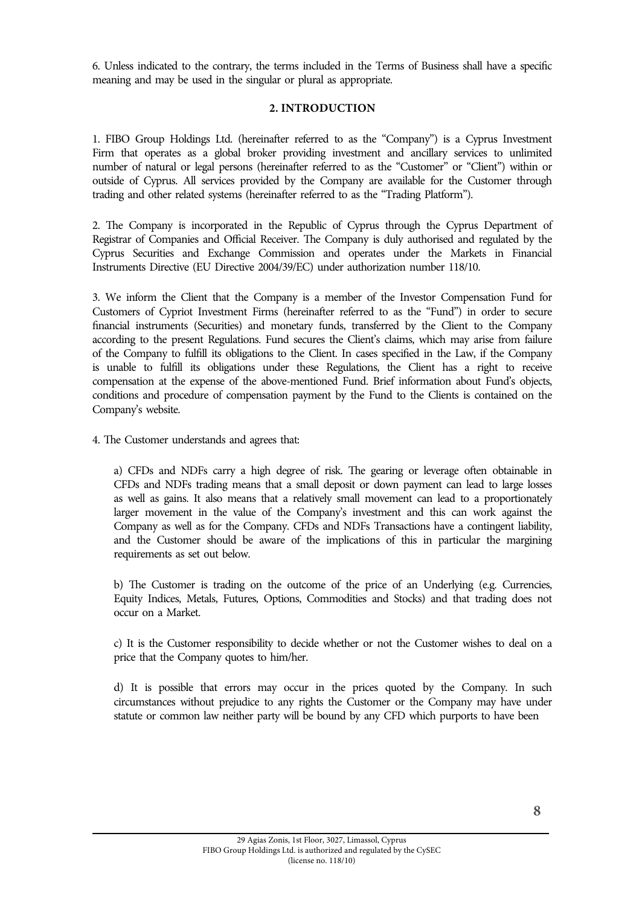6. Unless indicated to the contrary, the terms included in the Terms of Business shall have a specific meaning and may be used in the singular or plural as appropriate.

## 2. INTRODUCTION

1. FIBO Group Holdings Ltd. (hereinafter referred to as the "Company") is a Cyprus Investment Firm that operates as a global broker providing investment and ancillary services to unlimited number of natural or legal persons (hereinafter referred to as the "Customer" or "Client") within or outside of Cyprus. All services provided by the Company are available for the Customer through trading and other related systems (hereinafter referred to as the "Trading Platform").

2. The Company is incorporated in the Republic of Cyprus through the Cyprus Department of Registrar of Companies and Official Receiver. The Company is duly authorised and regulated by the Cyprus Securities and Exchange Commission and operates under the Markets in Financial Instruments Directive (EU Directive 2004/39/EC) under authorization number 118/10.

3. We inform the Client that the Company is a member of the Investor Compensation Fund for Customers of Cypriot Investment Firms (hereinafter referred to as the "Fund") in order to secure financial instruments (Securities) and monetary funds, transferred by the Client to the Company according to the present Regulations. Fund secures the Client's claims, which may arise from failure of the Company to fulfill its obligations to the Client. In cases specified in the Law, if the Company is unable to fulfill its obligations under these Regulations, the Client has a right to receive compensation at the expense of the above-mentioned Fund. Brief information about Fund's objects, conditions and procedure of compensation payment by the Fund to the Clients is contained on the Company's website.

4. The Customer understands and agrees that:

a) CFDs and NDFs carry a high degree of risk. The gearing or leverage often obtainable in CFDs and NDFs trading means that a small deposit or down payment can lead to large losses as well as gains. It also means that a relatively small movement can lead to a proportionately larger movement in the value of the Company's investment and this can work against the Company as well as for the Company. CFDs and NDFs Transactions have a contingent liability, and the Customer should be aware of the implications of this in particular the margining requirements as set out below.

b) The Customer is trading on the outcome of the price of an Underlying (e.g. Currencies, Equity Indices, Metals, Futures, Options, Commodities and Stocks) and that trading does not occur on a Market.

c) It is the Customer responsibility to decide whether or not the Customer wishes to deal on a price that the Company quotes to him/her.

d) It is possible that errors may occur in the prices quoted by the Company. In such circumstances without prejudice to any rights the Customer or the Company may have under statute or common law neither party will be bound by any CFD which purports to have been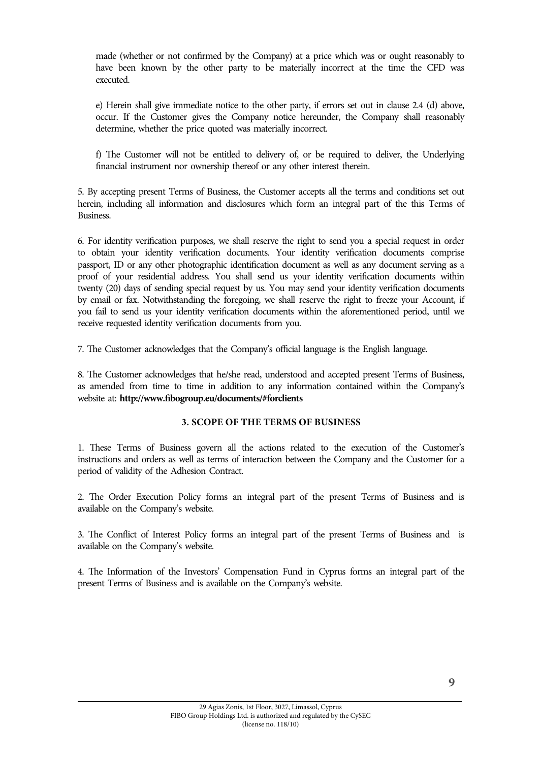made (whether or not confirmed by the Company) at a price which was or ought reasonably to have been known by the other party to be materially incorrect at the time the CFD was executed.

e) Herein shall give immediate notice to the other party, if errors set out in clause 2.4 (d) above, occur. If the Customer gives the Company notice hereunder, the Company shall reasonably determine, whether the price quoted was materially incorrect.

f) The Customer will not be entitled to delivery of, or be required to deliver, the Underlying financial instrument nor ownership thereof or any other interest therein.

5. By accepting present Terms of Business, the Customer accepts all the terms and conditions set out herein, including all information and disclosures which form an integral part of the this Terms of Business.

6. For identity verification purposes, we shall reserve the right to send you a special request in order to obtain your identity verification documents. Your identity verification documents comprise passport, ID or any other photographic identification document as well as any document serving as a proof of your residential address. You shall send us your identity verification documents within twenty (20) days of sending special request by us. You may send your identity verification documents by email or fax. Notwithstanding the foregoing, we shall reserve the right to freeze your Account, if you fail to send us your identity verification documents within the aforementioned period, until we receive requested identity verification documents from you.

7. The Customer acknowledges that the Company's official language is the English language.

8. The Customer acknowledges that he/she read, understood and accepted present Terms of Business, as amended from time to time in addition to any information contained within the Company's website at: **http://www.fibogroup.eu/documents/#forclients**

### 3. SCOPE OF THE TERMS OF BUSINESS

1. These Terms of Business govern all the actions related to the execution of the Customer's instructions and orders as well as terms of interaction between the Company and the Customer for a period of validity of the Adhesion Contract.

2. The Order Execution Policy forms an integral part of the present Terms of Business and is available on the Company's website.

3. The Conflict of Interest Policy forms an integral part of the present Terms of Business and is available on the Company's website.

4. The Information of the Investors' Compensation Fund in Cyprus forms an integral part of the present Terms of Business and is available on the Company's website.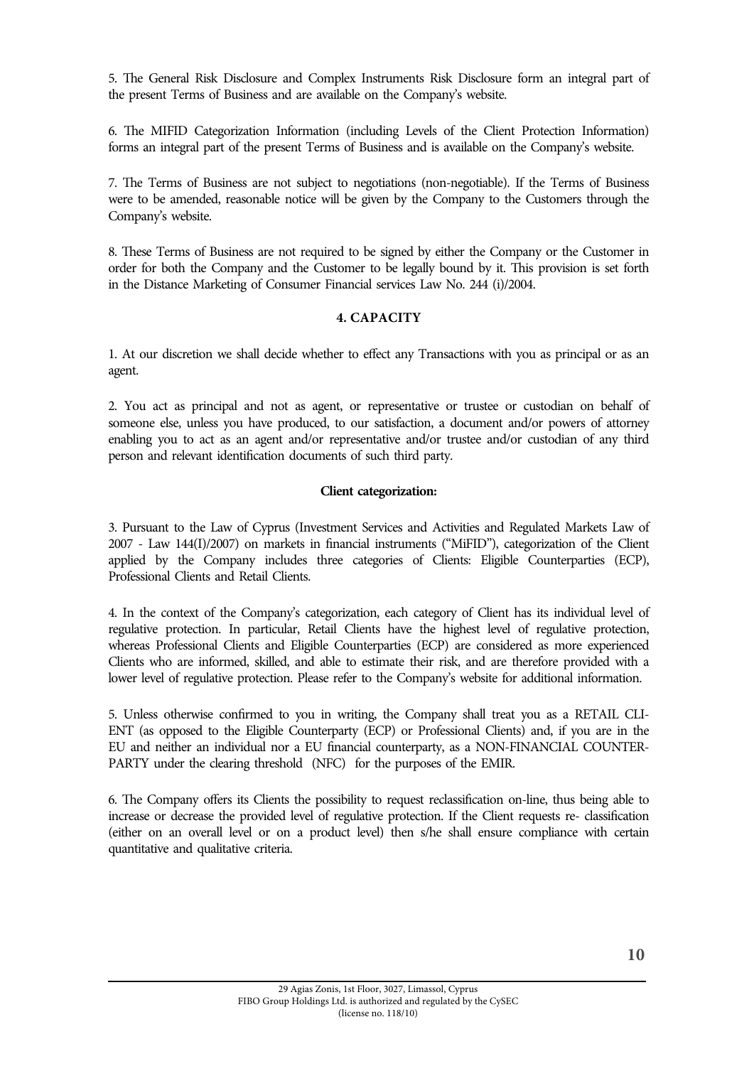5. The General Risk Disclosure and Complex Instruments Risk Disclosure form an integral part of the present Terms of Business and are available on the Company's website.

6. The MIFID Categorization Information (including Levels of the Client Protection Information) forms an integral part of the present Terms of Business and is available on the Company's website.

7. The Terms of Business are not subject to negotiations (non-negotiable). If the Terms of Business were to be amended, reasonable notice will be given by the Company to the Customers through the Company's website.

8. These Terms of Business are not required to be signed by either the Company or the Customer in order for both the Company and the Customer to be legally bound by it. This provision is set forth in the Distance Marketing of Consumer Financial services Law No. 244 (i)/2004.

## 4. CAPACITY

1. At our discretion we shall decide whether to effect any Transactions with you as principal or as an agent.

2. You act as principal and not as agent, or representative or trustee or custodian on behalf of someone else, unless you have produced, to our satisfaction, a document and/or powers of attorney enabling you to act as an agent and/or representative and/or trustee and/or custodian of any third person and relevant identification documents of such third party.

### Client categorization:

3. Pursuant to the Law of Cyprus (Investment Services and Activities and Regulated Markets Law of 2007 - Law 144(I)/2007) on markets in financial instruments ("MiFID"), categorization of the Client applied by the Company includes three categories of Clients: Eligible Counterparties (ECP), Professional Clients and Retail Clients.

4. In the context of the Company's categorization, each category of Client has its individual level of regulative protection. In particular, Retail Clients have the highest level of regulative protection, whereas Professional Clients and Eligible Counterparties (ECP) are considered as more experienced Clients who are informed, skilled, and able to estimate their risk, and are therefore provided with a lower level of regulative protection. Please refer to the Company's website for additional information.

5. Unless otherwise confirmed to you in writing, the Company shall treat you as a RETAIL CLIENT (as opposed to the Eligible Counterparty (ECP) or Professional Clients) and, if you are in the EU and neither an individual nor a EU financial counterparty, as a NON-FINANCIAL COUNTERPARTY under the clearing threshold (NFC) for the purposes of the EMIR.

6. The Company offers its Clients the possibility to request reclassification on-line, thus being able to increase or decrease the provided level of regulative protection. If the Client requests re- classification (either on an overall level or on a product level) then s/he shall ensure compliance with certain quantitative and qualitative criteria.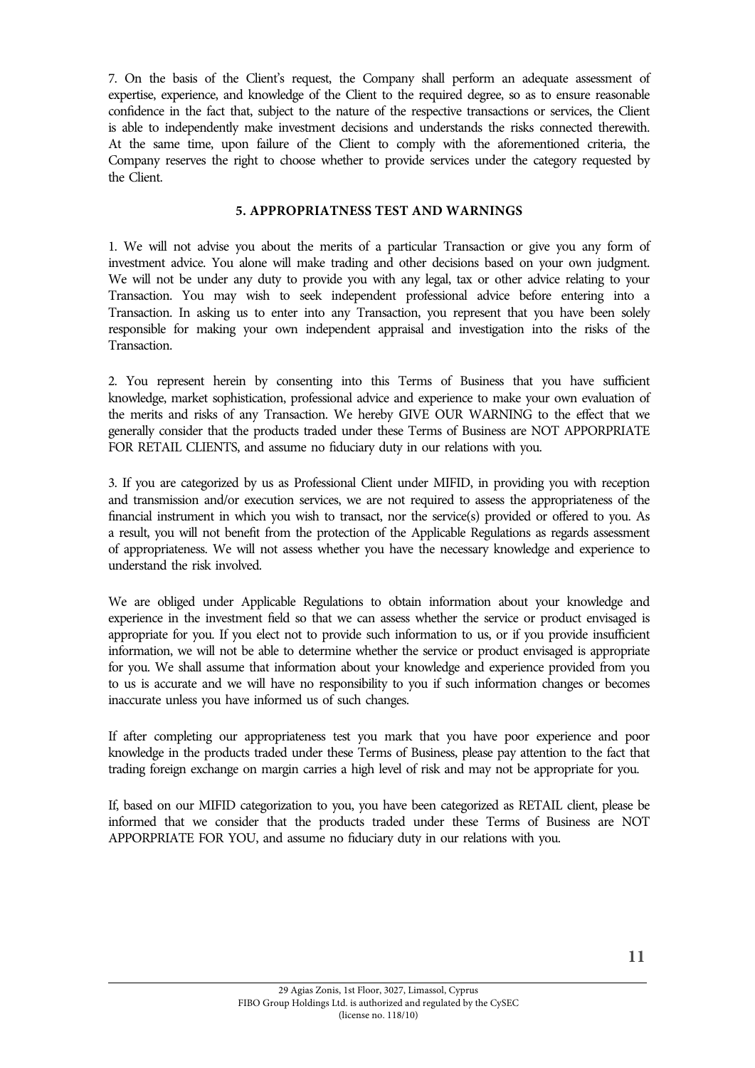7. On the basis of the Client's request, the Company shall perform an adequate assessment of expertise, experience, and knowledge of the Client to the required degree, so as to ensure reasonable confidence in the fact that, subject to the nature of the respective transactions or services, the Client is able to independently make investment decisions and understands the risks connected therewith. At the same time, upon failure of the Client to comply with the aforementioned criteria, the Company reserves the right to choose whether to provide services under the category requested by the Client.

## 5. APPROPRIATNESS TEST AND WARNINGS

1. We will not advise you about the merits of a particular Transaction or give you any form of investment advice. You alone will make trading and other decisions based on your own judgment. We will not be under any duty to provide you with any legal, tax or other advice relating to your Transaction. You may wish to seek independent professional advice before entering into a Transaction. In asking us to enter into any Transaction, you represent that you have been solely responsible for making your own independent appraisal and investigation into the risks of the Transaction.

2. You represent herein by consenting into this Terms of Business that you have sufficient knowledge, market sophistication, professional advice and experience to make your own evaluation of the merits and risks of any Transaction. We hereby GIVE OUR WARNING to the effect that we generally consider that the products traded under these Terms of Business are NOT APPORPRIATE FOR RETAIL CLIENTS, and assume no fiduciary duty in our relations with you.

3. If you are categorized by us as Professional Client under MIFID, in providing you with reception and transmission and/or execution services, we are not required to assess the appropriateness of the financial instrument in which you wish to transact, nor the service(s) provided or offered to you. As a result, you will not benefit from the protection of the Applicable Regulations as regards assessment of appropriateness. We will not assess whether you have the necessary knowledge and experience to understand the risk involved.

We are obliged under Applicable Regulations to obtain information about your knowledge and experience in the investment field so that we can assess whether the service or product envisaged is appropriate for you. If you elect not to provide such information to us, or if you provide insufficient information, we will not be able to determine whether the service or product envisaged is appropriate for you. We shall assume that information about your knowledge and experience provided from you to us is accurate and we will have no responsibility to you if such information changes or becomes inaccurate unless you have informed us of such changes.

If after completing our appropriateness test you mark that you have poor experience and poor knowledge in the products traded under these Terms of Business, please pay attention to the fact that trading foreign exchange on margin carries a high level of risk and may not be appropriate for you.

If, based on our MIFID categorization to you, you have been categorized as RETAIL client, please be informed that we consider that the products traded under these Terms of Business are NOT APPORPRIATE FOR YOU, and assume no fiduciary duty in our relations with you.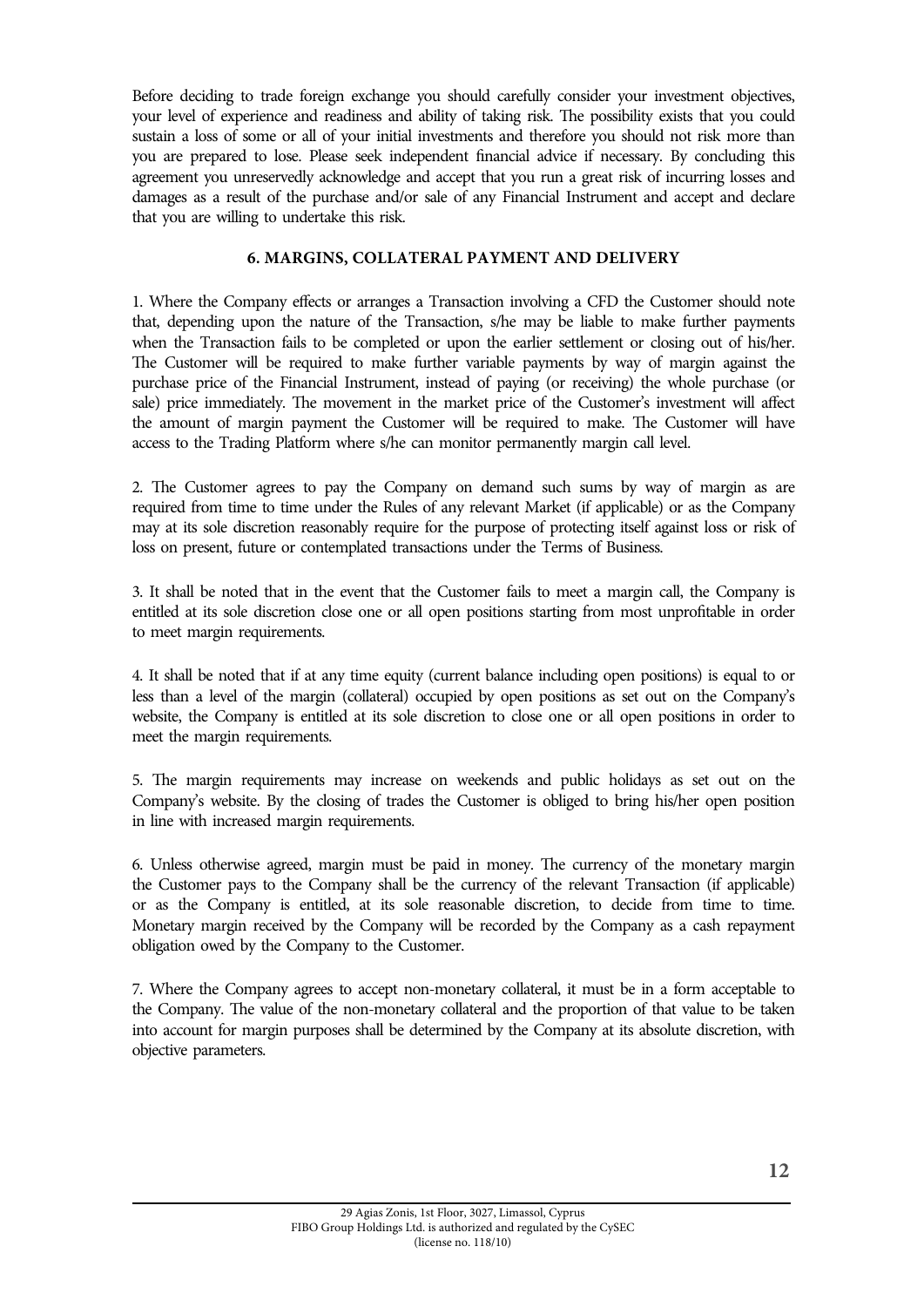Before deciding to trade foreign exchange you should carefully consider your investment objectives, your level of experience and readiness and ability of taking risk. The possibility exists that you could sustain a loss of some or all of your initial investments and therefore you should not risk more than you are prepared to lose. Please seek independent financial advice if necessary. By concluding this agreement you unreservedly acknowledge and accept that you run a great risk of incurring losses and damages as a result of the purchase and/or sale of any Financial Instrument and accept and declare that you are willing to undertake this risk.

## 6. MARGINS, COLLATERAL PAYMENT AND DELIVERY

1. Where the Company effects or arranges a Transaction involving a CFD the Customer should note that, depending upon the nature of the Transaction, s/he may be liable to make further payments when the Transaction fails to be completed or upon the earlier settlement or closing out of his/her. The Customer will be required to make further variable payments by way of margin against the purchase price of the Financial Instrument, instead of paying (or receiving) the whole purchase (or sale) price immediately. The movement in the market price of the Customer's investment will affect the amount of margin payment the Customer will be required to make. The Customer will have access to the Trading Platform where s/he can monitor permanently margin call level.

2. The Customer agrees to pay the Company on demand such sums by way of margin as are required from time to time under the Rules of any relevant Market (if applicable) or as the Company may at its sole discretion reasonably require for the purpose of protecting itself against loss or risk of loss on present, future or contemplated transactions under the Terms of Business.

3. It shall be noted that in the event that the Customer fails to meet a margin call, the Company is entitled at its sole discretion close one or all open positions starting from most unprofitable in order to meet margin requirements.

4. It shall be noted that if at any time equity (current balance including open positions) is equal to or less than a level of the margin (collateral) occupied by open positions as set out on the Company's website, the Company is entitled at its sole discretion to close one or all open positions in order to meet the margin requirements.

5. The margin requirements may increase on weekends and public holidays as set out on the Company's website. By the closing of trades the Customer is obliged to bring his/her open position in line with increased margin requirements.

6. Unless otherwise agreed, margin must be paid in money. The currency of the monetary margin the Customer pays to the Company shall be the currency of the relevant Transaction (if applicable) or as the Company is entitled, at its sole reasonable discretion, to decide from time to time. Monetary margin received by the Company will be recorded by the Company as a cash repayment obligation owed by the Company to the Customer.

7. Where the Company agrees to accept non-monetary collateral, it must be in a form acceptable to the Company. The value of the non-monetary collateral and the proportion of that value to be taken into account for margin purposes shall be determined by the Company at its absolute discretion, with objective parameters.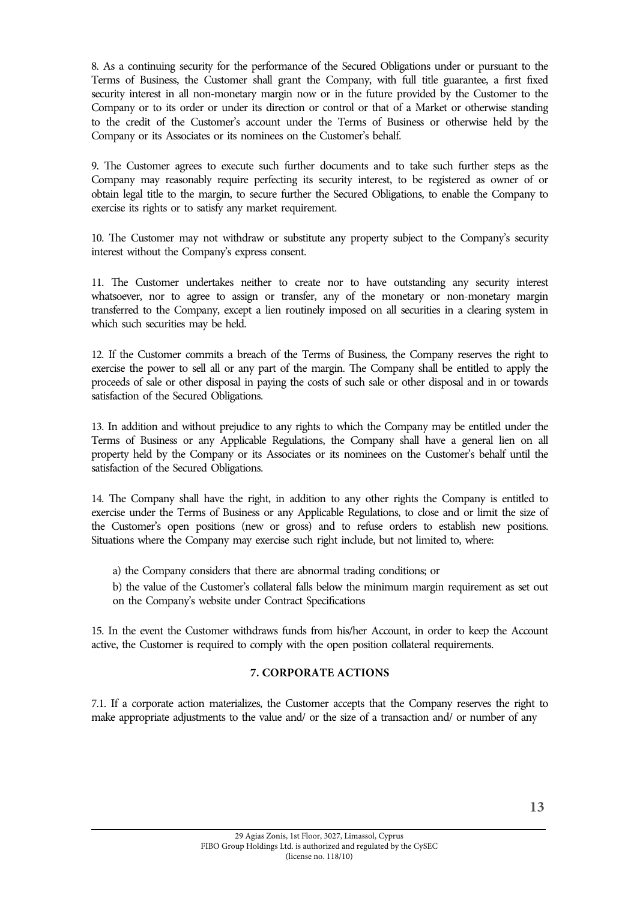8. As a continuing security for the performance of the Secured Obligations under or pursuant to the Terms of Business, the Customer shall grant the Company, with full title guarantee, a first fixed security interest in all non-monetary margin now or in the future provided by the Customer to the Company or to its order or under its direction or control or that of a Market or otherwise standing to the credit of the Customer's account under the Terms of Business or otherwise held by the Company or its Associates or its nominees on the Customer's behalf.

9. The Customer agrees to execute such further documents and to take such further steps as the Company may reasonably require perfecting its security interest, to be registered as owner of or obtain legal title to the margin, to secure further the Secured Obligations, to enable the Company to exercise its rights or to satisfy any market requirement.

10. The Customer may not withdraw or substitute any property subject to the Company's security interest without the Company's express consent.

11. The Customer undertakes neither to create nor to have outstanding any security interest whatsoever, nor to agree to assign or transfer, any of the monetary or non-monetary margin transferred to the Company, except a lien routinely imposed on all securities in a clearing system in which such securities may be held.

12. If the Customer commits a breach of the Terms of Business, the Company reserves the right to exercise the power to sell all or any part of the margin. The Company shall be entitled to apply the proceeds of sale or other disposal in paying the costs of such sale or other disposal and in or towards satisfaction of the Secured Obligations.

13. In addition and without prejudice to any rights to which the Company may be entitled under the Terms of Business or any Applicable Regulations, the Company shall have a general lien on all property held by the Company or its Associates or its nominees on the Customer's behalf until the satisfaction of the Secured Obligations.

14. The Company shall have the right, in addition to any other rights the Company is entitled to exercise under the Terms of Business or any Applicable Regulations, to close and or limit the size of the Customer's open positions (new or gross) and to refuse orders to establish new positions. Situations where the Company may exercise such right include, but not limited to, where:

a) the Company considers that there are abnormal trading conditions; or

b) the value of the Customer's collateral falls below the minimum margin requirement as set out on the Company's website under Contract Specifications

15. In the event the Customer withdraws funds from his/her Account, in order to keep the Account active, the Customer is required to comply with the open position collateral requirements.

## 7. CORPORATE ACTIONS

7.1. If a corporate action materializes, the Customer accepts that the Company reserves the right to make appropriate adjustments to the value and/ or the size of a transaction and/ or number of any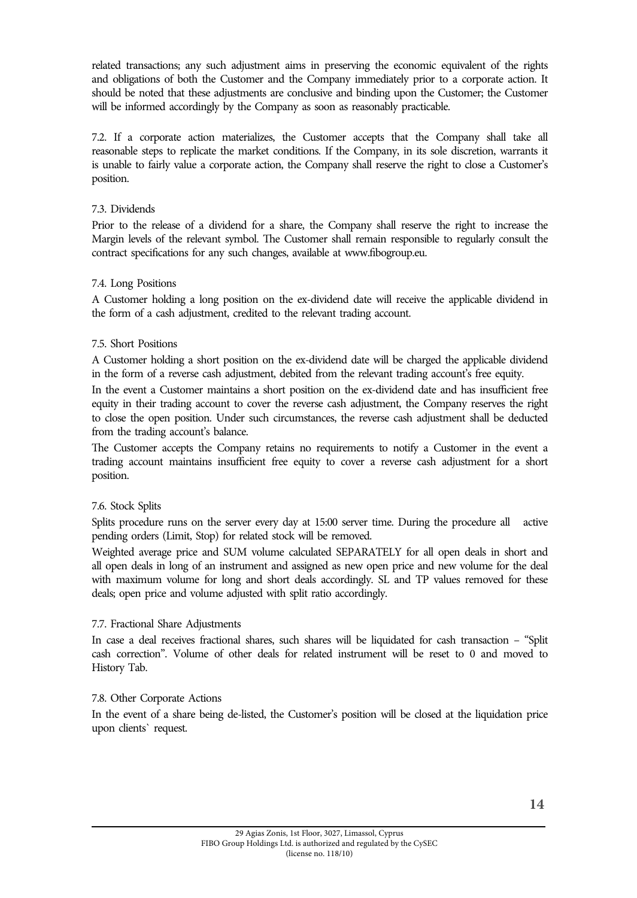related transactions; any such adjustment aims in preserving the economic equivalent of the rights and obligations of both the Customer and the Company immediately prior to a corporate action. It should be noted that these adjustments are conclusive and binding upon the Customer; the Customer will be informed accordingly by the Company as soon as reasonably practicable.

7.2. If a corporate action materializes, the Customer accepts that the Company shall take all reasonable steps to replicate the market conditions. If the Company, in its sole discretion, warrants it is unable to fairly value a corporate action, the Company shall reserve the right to close a Customer's position.

7.3. Dividends

Prior to the release of a dividend for a share, the Company shall reserve the right to increase the Margin levels of the relevant symbol. The Customer shall remain responsible to regularly consult the contract specifications for any such changes, available at www.fibogroup.eu.

7.4. Long Positions

A Customer holding a long position on the ex-dividend date will receive the applicable dividend in the form of a cash adjustment, credited to the relevant trading account.

7.5. Short Positions

A Customer holding a short position on the ex-dividend date will be charged the applicable dividend in the form of a reverse cash adjustment, debited from the relevant trading account's free equity.

In the event a Customer maintains a short position on the ex-dividend date and has insufficient free equity in their trading account to cover the reverse cash adjustment, the Company reserves the right to close the open position. Under such circumstances, the reverse cash adjustment shall be deducted from the trading account's balance.

The Customer accepts the Company retains no requirements to notify a Customer in the event a trading account maintains insufficient free equity to cover a reverse cash adjustment for a short position.

7.6. Stock Splits

Splits procedure runs on the server every day at 15:00 server time. During the procedure all active pending orders (Limit, Stop) for related stock will be removed.

Weighted average price and SUM volume calculated SEPARATELY for all open deals in short and all open deals in long of an instrument and assigned as new open price and new volume for the deal with maximum volume for long and short deals accordingly. SL and TP values removed for these deals; open price and volume adjusted with split ratio accordingly.

7.7. Fractional Share Adjustments

In case a deal receives fractional shares, such shares will be liquidated for cash transaction – "Split cash correction". Volume of other deals for related instrument will be reset to 0 and moved to History Tab.

7.8. Other Corporate Actions

In the event of a share being de-listed, the Customer's position will be closed at the liquidation price upon clients` request.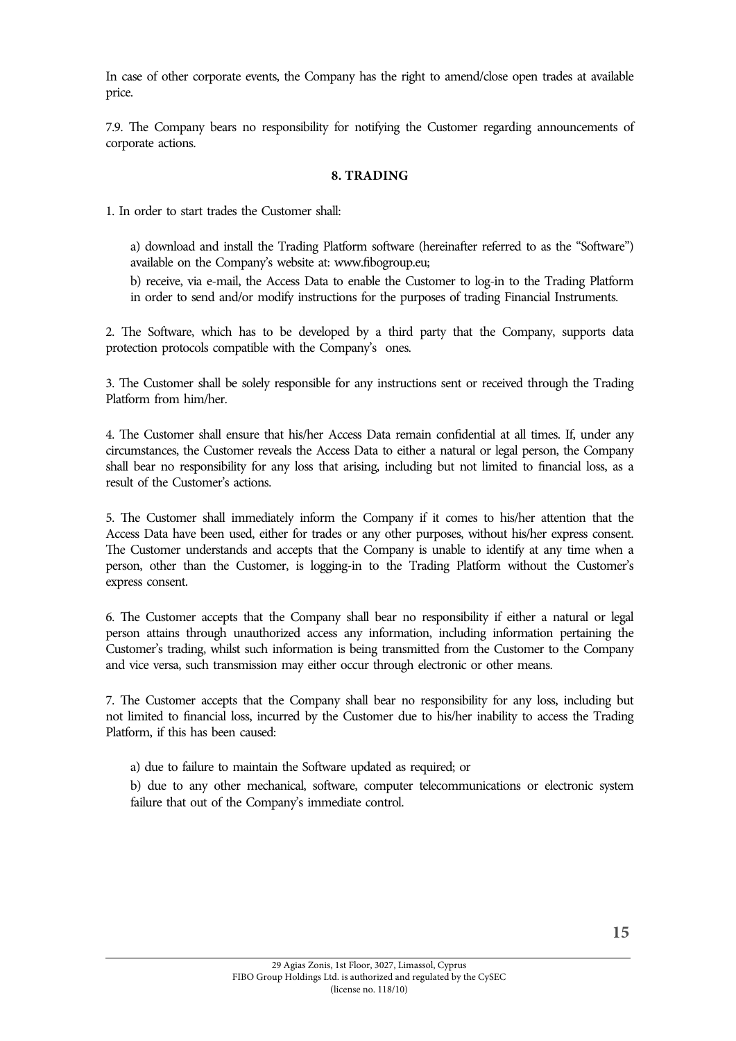In case of other corporate events, the Company has the right to amend/close open trades at available price.

7.9. The Company bears no responsibility for notifying the Customer regarding announcements of corporate actions.

## 8. TRADING

1. In order to start trades the Customer shall:

   a) download and install the Trading Platform software (hereinafter referred to as the "Software") available on the Company's website at: www.fibogroup.eu;

   b) receive, via e-mail, the Access Data to enable the Customer to log-in to the Trading Platform in order to send and/or modify instructions for the purposes of trading Financial Instruments.

2. The Software, which has to be developed by a third party that the Company, supports data protection protocols compatible with the Company's ones.

3. The Customer shall be solely responsible for any instructions sent or received through the Trading Platform from him/her.

4. The Customer shall ensure that his/her Access Data remain confidential at all times. If, under any circumstances, the Customer reveals the Access Data to either a natural or legal person, the Company shall bear no responsibility for any loss that arising, including but not limited to financial loss, as a result of the Customer's actions.

5. The Customer shall immediately inform the Company if it comes to his/her attention that the Access Data have been used, either for trades or any other purposes, without his/her express consent. The Customer understands and accepts that the Company is unable to identify at any time when a person, other than the Customer, is logging-in to the Trading Platform without the Customer's express consent.

6. The Customer accepts that the Company shall bear no responsibility if either a natural or legal person attains through unauthorized access any information, including information pertaining the Customer's trading, whilst such information is being transmitted from the Customer to the Company and vice versa, such transmission may either occur through electronic or other means.

7. The Customer accepts that the Company shall bear no responsibility for any loss, including but not limited to financial loss, incurred by the Customer due to his/her inability to access the Trading Platform, if this has been caused:

   a) due to failure to maintain the Software updated as required; or

   b) due to any other mechanical, software, computer telecommunications or electronic system failure that out of the Company's immediate control.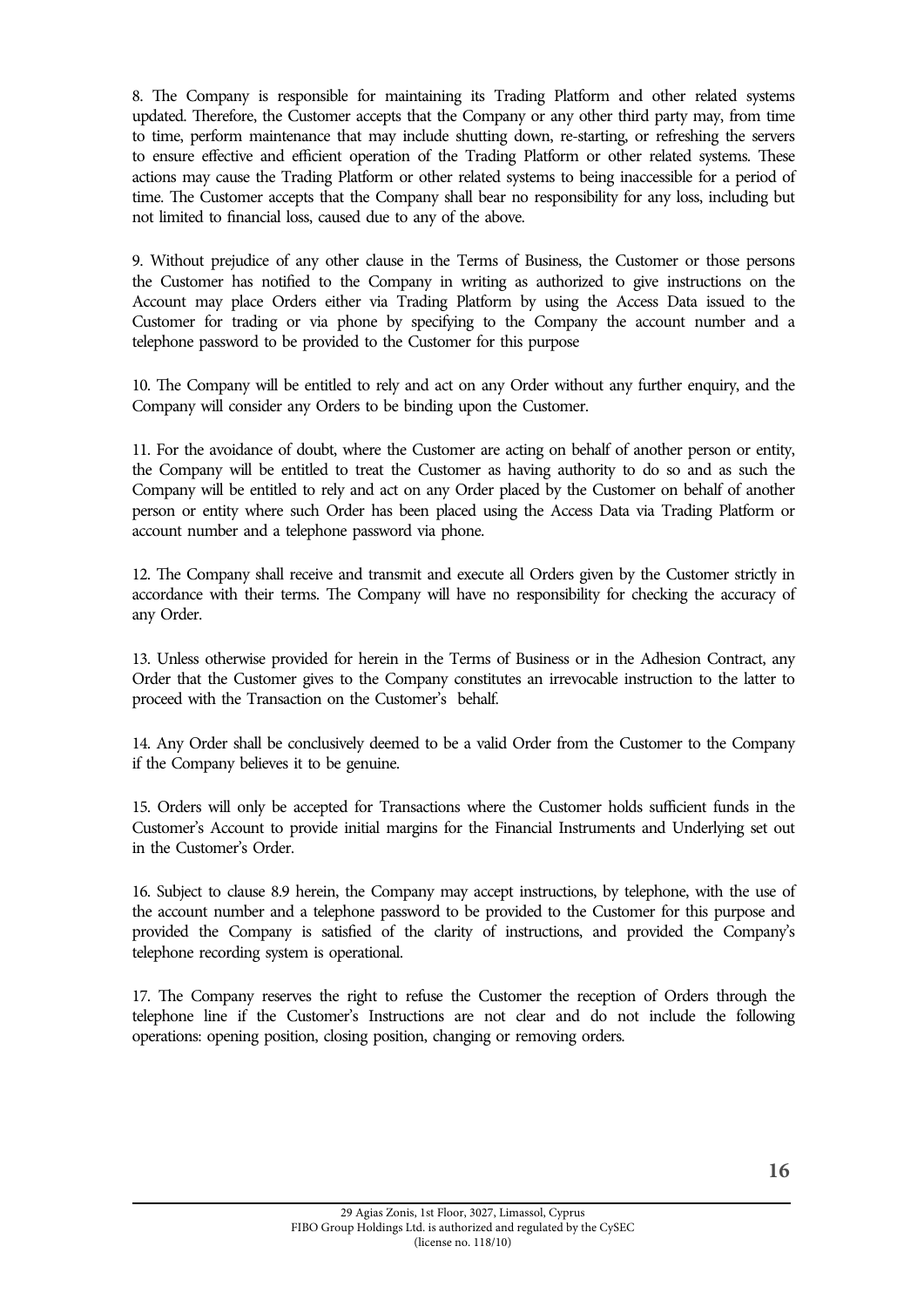8. The Company is responsible for maintaining its Trading Platform and other related systems updated. Therefore, the Customer accepts that the Company or any other third party may, from time to time, perform maintenance that may include shutting down, re-starting, or refreshing the servers to ensure effective and efficient operation of the Trading Platform or other related systems. These actions may cause the Trading Platform or other related systems to being inaccessible for a period of time. The Customer accepts that the Company shall bear no responsibility for any loss, including but not limited to financial loss, caused due to any of the above.

9. Without prejudice of any other clause in the Terms of Business, the Customer or those persons the Customer has notified to the Company in writing as authorized to give instructions on the Account may place Orders either via Trading Platform by using the Access Data issued to the Customer for trading or via phone by specifying to the Company the account number and a telephone password to be provided to the Customer for this purpose

10. The Company will be entitled to rely and act on any Order without any further enquiry, and the Company will consider any Orders to be binding upon the Customer.

11. For the avoidance of doubt, where the Customer are acting on behalf of another person or entity, the Company will be entitled to treat the Customer as having authority to do so and as such the Company will be entitled to rely and act on any Order placed by the Customer on behalf of another person or entity where such Order has been placed using the Access Data via Trading Platform or account number and a telephone password via phone.

12. The Company shall receive and transmit and execute all Orders given by the Customer strictly in accordance with their terms. The Company will have no responsibility for checking the accuracy of any Order.

13. Unless otherwise provided for herein in the Terms of Business or in the Adhesion Contract, any Order that the Customer gives to the Company constitutes an irrevocable instruction to the latter to proceed with the Transaction on the Customer's behalf.

14. Any Order shall be conclusively deemed to be a valid Order from the Customer to the Company if the Company believes it to be genuine.

15. Orders will only be accepted for Transactions where the Customer holds sufficient funds in the Customer's Account to provide initial margins for the Financial Instruments and Underlying set out in the Customer's Order.

16. Subject to clause 8.9 herein, the Company may accept instructions, by telephone, with the use of the account number and a telephone password to be provided to the Customer for this purpose and provided the Company is satisfied of the clarity of instructions, and provided the Company's telephone recording system is operational.

17. The Company reserves the right to refuse the Customer the reception of Orders through the telephone line if the Customer's Instructions are not clear and do not include the following operations: opening position, closing position, changing or removing orders.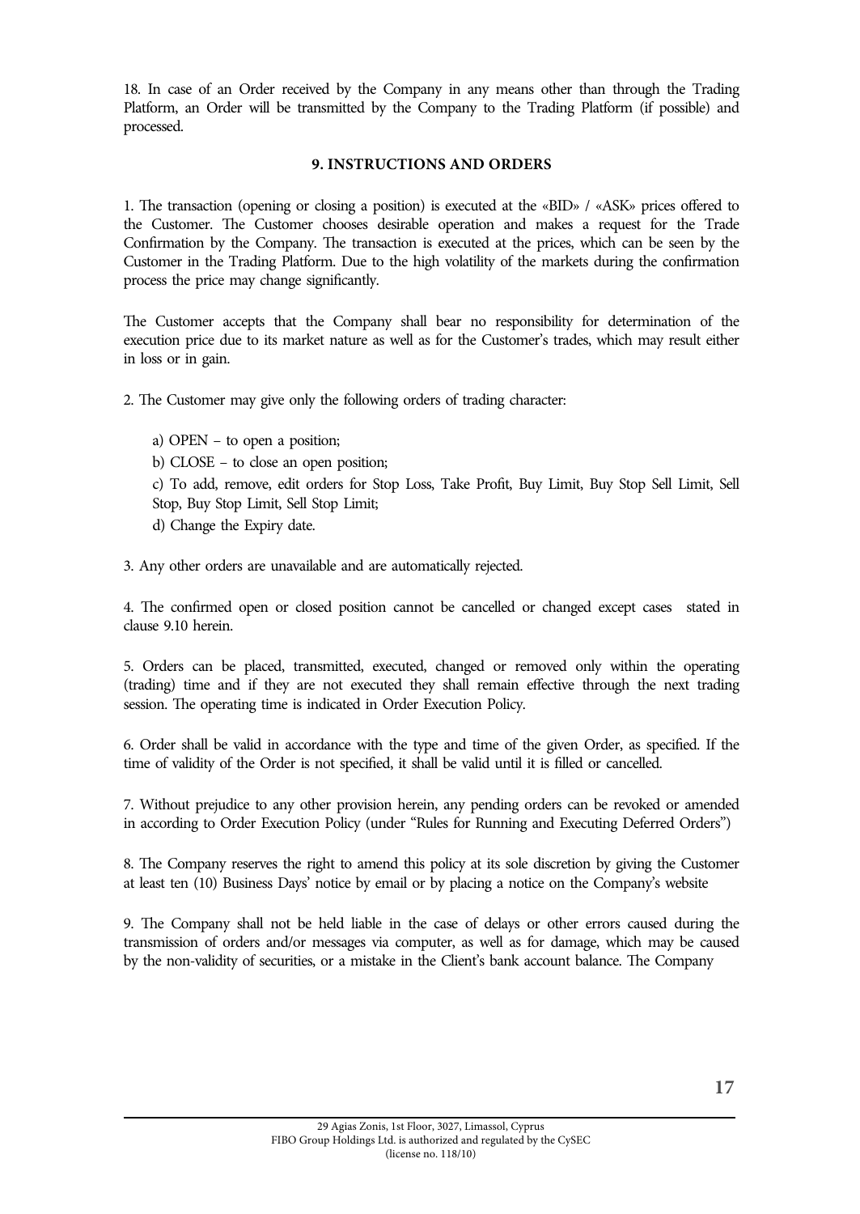18. In case of an Order received by the Company in any means other than through the Trading Platform, an Order will be transmitted by the Company to the Trading Platform (if possible) and processed.

## 9. INSTRUCTIONS AND ORDERS

1. The transaction (opening or closing a position) is executed at the «BID» / «ASK» prices offered to the Customer. The Customer chooses desirable operation and makes a request for the Trade Confirmation by the Company. The transaction is executed at the prices, which can be seen by the Customer in the Trading Platform. Due to the high volatility of the markets during the confirmation process the price may change significantly.

The Customer accepts that the Company shall bear no responsibility for determination of the execution price due to its market nature as well as for the Customer's trades, which may result either in loss or in gain.

2. The Customer may give only the following orders of trading character:

a) OPEN – to open a position;

b) CLOSE – to close an open position;

c) To add, remove, edit orders for Stop Loss, Take Profit, Buy Limit, Buy Stop Sell Limit, Sell Stop, Buy Stop Limit, Sell Stop Limit;

d) Change the Expiry date.

3. Any other orders are unavailable and are automatically rejected.

4. The confirmed open or closed position cannot be cancelled or changed except cases stated in clause 9.10 herein.

5. Orders can be placed, transmitted, executed, changed or removed only within the operating (trading) time and if they are not executed they shall remain effective through the next trading session. The operating time is indicated in Order Execution Policy.

6. Order shall be valid in accordance with the type and time of the given Order, as specified. If the time of validity of the Order is not specified, it shall be valid until it is filled or cancelled.

7. Without prejudice to any other provision herein, any pending orders can be revoked or amended in according to Order Execution Policy (under "Rules for Running and Executing Deferred Orders")

8. The Company reserves the right to amend this policy at its sole discretion by giving the Customer at least ten (10) Business Days' notice by email or by placing a notice on the Company's website

9. The Company shall not be held liable in the case of delays or other errors caused during the transmission of orders and/or messages via computer, as well as for damage, which may be caused by the non-validity of securities, or a mistake in the Client's bank account balance. The Company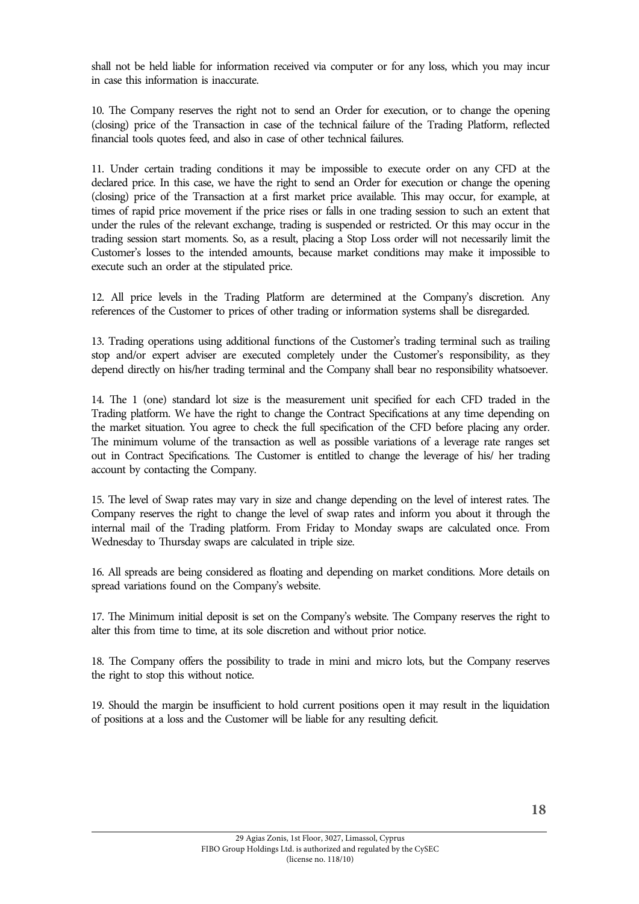shall not be held liable for information received via computer or for any loss, which you may incur in case this information is inaccurate.

10. The Company reserves the right not to send an Order for execution, or to change the opening (closing) price of the Transaction in case of the technical failure of the Trading Platform, reflected financial tools quotes feed, and also in case of other technical failures.

11. Under certain trading conditions it may be impossible to execute order on any CFD at the declared price. In this case, we have the right to send an Order for execution or change the opening (closing) price of the Transaction at a first market price available. This may occur, for example, at times of rapid price movement if the price rises or falls in one trading session to such an extent that under the rules of the relevant exchange, trading is suspended or restricted. Or this may occur in the trading session start moments. So, as a result, placing a Stop Loss order will not necessarily limit the Customer's losses to the intended amounts, because market conditions may make it impossible to execute such an order at the stipulated price.

12. All price levels in the Trading Platform are determined at the Company's discretion. Any references of the Customer to prices of other trading or information systems shall be disregarded.

13. Trading operations using additional functions of the Customer's trading terminal such as trailing stop and/or expert adviser are executed completely under the Customer's responsibility, as they depend directly on his/her trading terminal and the Company shall bear no responsibility whatsoever.

14. The 1 (one) standard lot size is the measurement unit specified for each CFD traded in the Trading platform. We have the right to change the Contract Specifications at any time depending on the market situation. You agree to check the full specification of the CFD before placing any order. The minimum volume of the transaction as well as possible variations of a leverage rate ranges set out in Contract Specifications. The Customer is entitled to change the leverage of his/ her trading account by contacting the Company.

15. The level of Swap rates may vary in size and change depending on the level of interest rates. The Company reserves the right to change the level of swap rates and inform you about it through the internal mail of the Trading platform. From Friday to Monday swaps are calculated once. From Wednesday to Thursday swaps are calculated in triple size.

16. All spreads are being considered as floating and depending on market conditions. More details on spread variations found on the Company's website.

17. The Minimum initial deposit is set on the Company's website. The Company reserves the right to alter this from time to time, at its sole discretion and without prior notice.

18. The Company offers the possibility to trade in mini and micro lots, but the Company reserves the right to stop this without notice.

19. Should the margin be insufficient to hold current positions open it may result in the liquidation of positions at a loss and the Customer will be liable for any resulting deficit.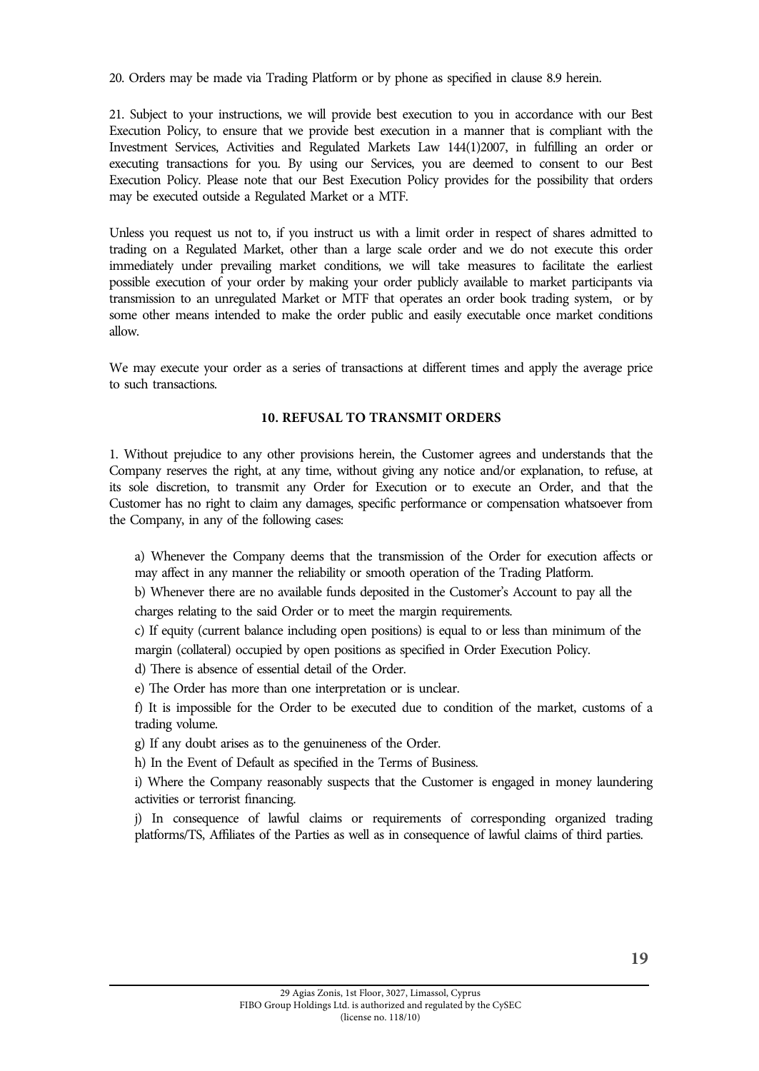20. Orders may be made via Trading Platform or by phone as specified in clause 8.9 herein.

21. Subject to your instructions, we will provide best execution to you in accordance with our Best Execution Policy, to ensure that we provide best execution in a manner that is compliant with the Investment Services, Activities and Regulated Markets Law 144(1)2007, in fulfilling an order or executing transactions for you. By using our Services, you are deemed to consent to our Best Execution Policy. Please note that our Best Execution Policy provides for the possibility that orders may be executed outside a Regulated Market or a MTF.

Unless you request us not to, if you instruct us with a limit order in respect of shares admitted to trading on a Regulated Market, other than a large scale order and we do not execute this order immediately under prevailing market conditions, we will take measures to facilitate the earliest possible execution of your order by making your order publicly available to market participants via transmission to an unregulated Market or MTF that operates an order book trading system, or by some other means intended to make the order public and easily executable once market conditions allow.

We may execute your order as a series of transactions at different times and apply the average price to such transactions.

## 10. REFUSAL TO TRANSMIT ORDERS

1. Without prejudice to any other provisions herein, the Customer agrees and understands that the Company reserves the right, at any time, without giving any notice and/or explanation, to refuse, at its sole discretion, to transmit any Order for Execution or to execute an Order, and that the Customer has no right to claim any damages, specific performance or compensation whatsoever from the Company, in any of the following cases:

a) Whenever the Company deems that the transmission of the Order for execution affects or may affect in any manner the reliability or smooth operation of the Trading Platform.

b) Whenever there are no available funds deposited in the Customer's Account to pay all the charges relating to the said Order or to meet the margin requirements.

c) If equity (current balance including open positions) is equal to or less than minimum of the margin (collateral) occupied by open positions as specified in Order Execution Policy.

d) There is absence of essential detail of the Order.

e) The Order has more than one interpretation or is unclear.

f) It is impossible for the Order to be executed due to condition of the market, customs of a trading volume.

g) If any doubt arises as to the genuineness of the Order.

h) In the Event of Default as specified in the Terms of Business.

i) Where the Company reasonably suspects that the Customer is engaged in money laundering activities or terrorist financing.

j) In consequence of lawful claims or requirements of corresponding organized trading platforms/TS, Affiliates of the Parties as well as in consequence of lawful claims of third parties.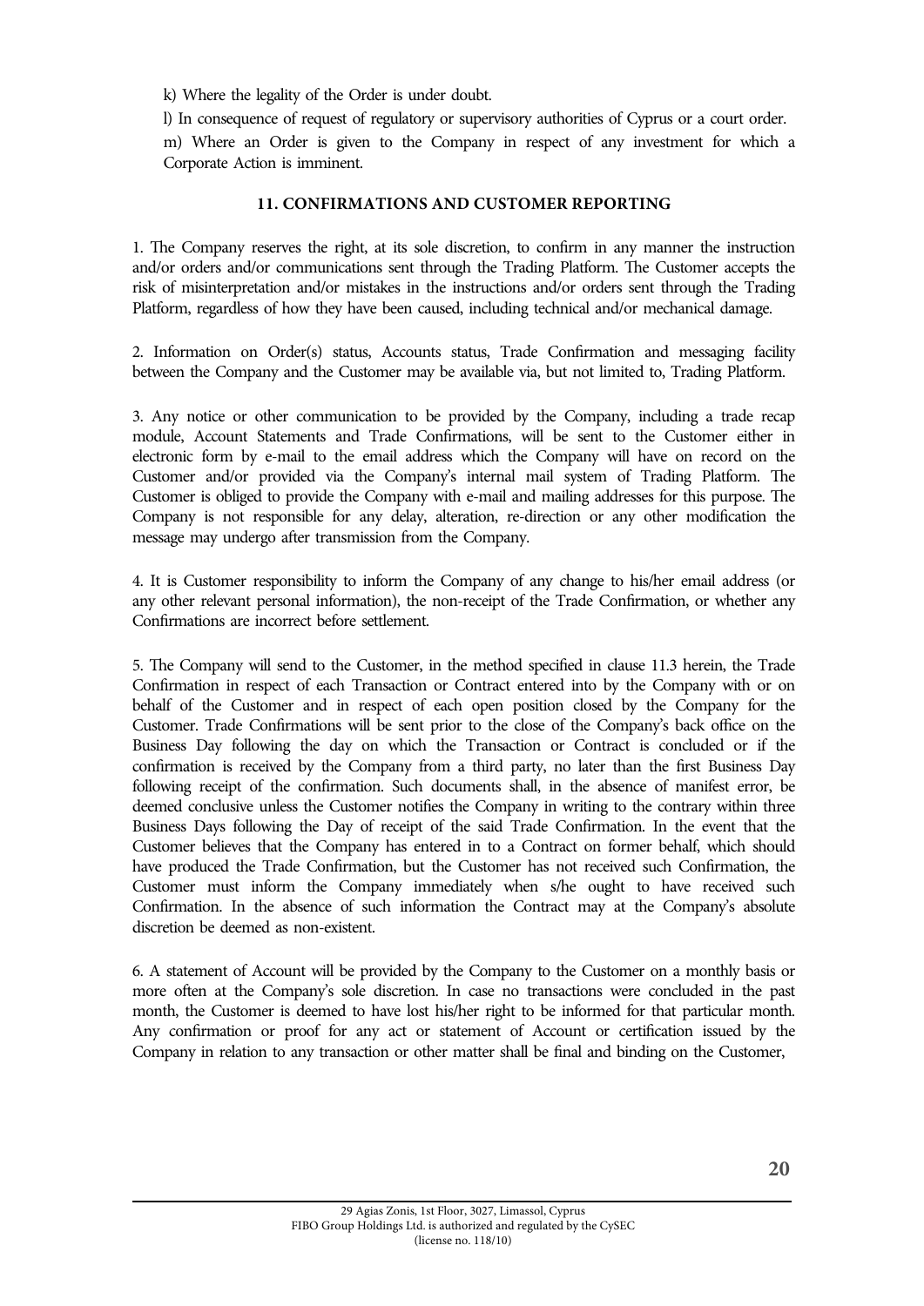k) Where the legality of the Order is under doubt.

l) In consequence of request of regulatory or supervisory authorities of Cyprus or a court order.

m) Where an Order is given to the Company in respect of any investment for which a Corporate Action is imminent.

### 11. CONFIRMATIONS AND CUSTOMER REPORTING

1. The Company reserves the right, at its sole discretion, to confirm in any manner the instruction and/or orders and/or communications sent through the Trading Platform. The Customer accepts the risk of misinterpretation and/or mistakes in the instructions and/or orders sent through the Trading Platform, regardless of how they have been caused, including technical and/or mechanical damage.

2. Information on Order(s) status, Accounts status, Trade Confirmation and messaging facility between the Company and the Customer may be available via, but not limited to, Trading Platform.

3. Any notice or other communication to be provided by the Company, including a trade recap module, Account Statements and Trade Confirmations, will be sent to the Customer either in electronic form by e-mail to the email address which the Company will have on record on the Customer and/or provided via the Company's internal mail system of Trading Platform. The Customer is obliged to provide the Company with e-mail and mailing addresses for this purpose. The Company is not responsible for any delay, alteration, re-direction or any other modification the message may undergo after transmission from the Company.

4. It is Customer responsibility to inform the Company of any change to his/her email address (or any other relevant personal information), the non-receipt of the Trade Confirmation, or whether any Confirmations are incorrect before settlement.

5. The Company will send to the Customer, in the method specified in clause 11.3 herein, the Trade Confirmation in respect of each Transaction or Contract entered into by the Company with or on behalf of the Customer and in respect of each open position closed by the Company for the Customer. Trade Confirmations will be sent prior to the close of the Company's back office on the Business Day following the day on which the Transaction or Contract is concluded or if the confirmation is received by the Company from a third party, no later than the first Business Day following receipt of the confirmation. Such documents shall, in the absence of manifest error, be deemed conclusive unless the Customer notifies the Company in writing to the contrary within three Business Days following the Day of receipt of the said Trade Confirmation. In the event that the Customer believes that the Company has entered in to a Contract on former behalf, which should have produced the Trade Confirmation, but the Customer has not received such Confirmation, the Customer must inform the Company immediately when s/he ought to have received such Confirmation. In the absence of such information the Contract may at the Company's absolute discretion be deemed as non-existent.

6. A statement of Account will be provided by the Company to the Customer on a monthly basis or more often at the Company's sole discretion. In case no transactions were concluded in the past month, the Customer is deemed to have lost his/her right to be informed for that particular month. Any confirmation or proof for any act or statement of Account or certification issued by the Company in relation to any transaction or other matter shall be final and binding on the Customer,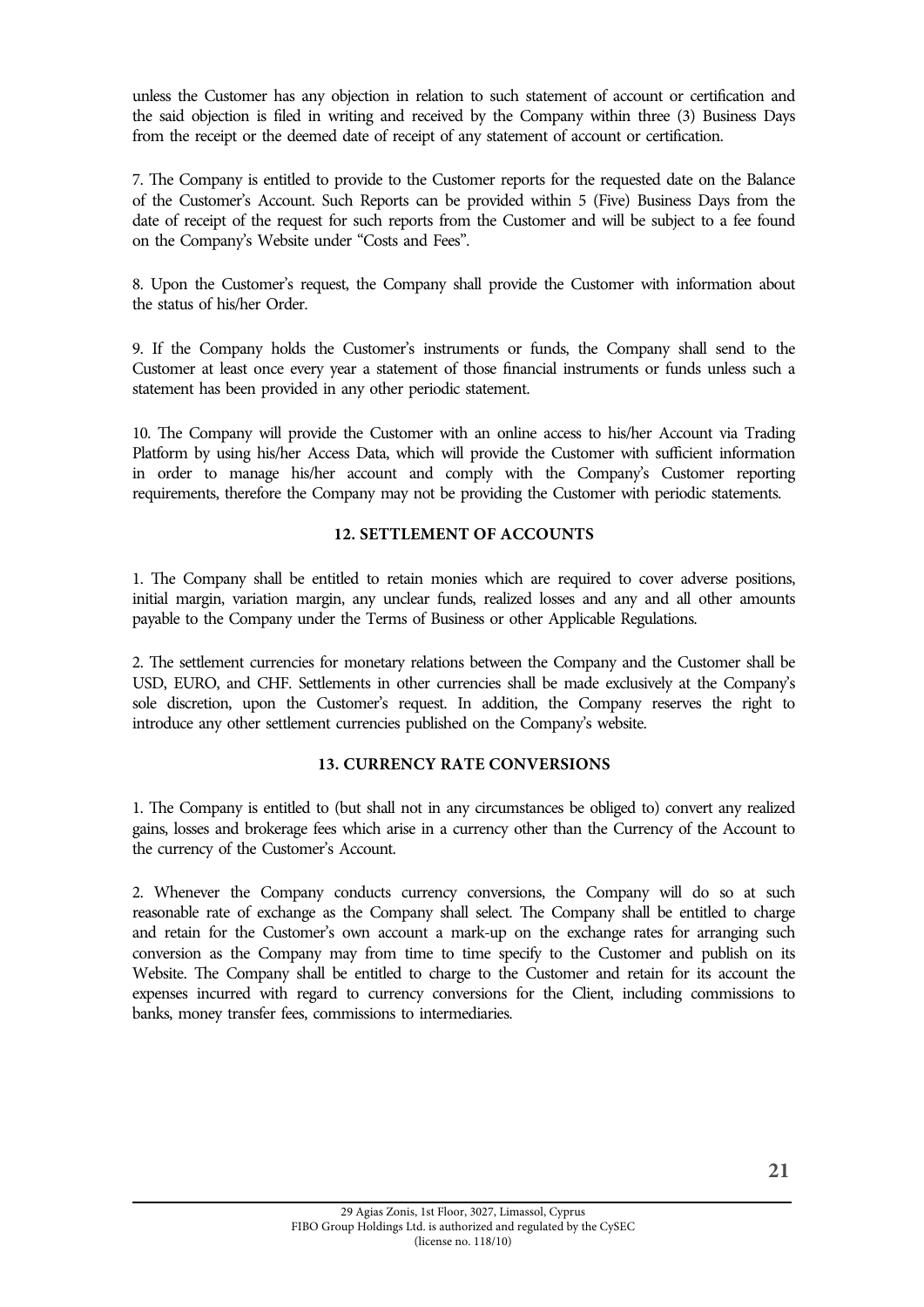unless the Customer has any objection in relation to such statement of account or certification and the said objection is filed in writing and received by the Company within three (3) Business Days from the receipt or the deemed date of receipt of any statement of account or certification.

7. The Company is entitled to provide to the Customer reports for the requested date on the Balance of the Customer's Account. Such Reports can be provided within 5 (Five) Business Days from the date of receipt of the request for such reports from the Customer and will be subject to a fee found on the Company's Website under "Costs and Fees".

8. Upon the Customer's request, the Company shall provide the Customer with information about the status of his/her Order.

9. If the Company holds the Customer's instruments or funds, the Company shall send to the Customer at least once every year a statement of those financial instruments or funds unless such a statement has been provided in any other periodic statement.

10. The Company will provide the Customer with an online access to his/her Account via Trading Platform by using his/her Access Data, which will provide the Customer with sufficient information in order to manage his/her account and comply with the Company's Customer reporting requirements, therefore the Company may not be providing the Customer with periodic statements.

## 12. SETTLEMENT OF ACCOUNTS

1. The Company shall be entitled to retain monies which are required to cover adverse positions, initial margin, variation margin, any unclear funds, realized losses and any and all other amounts payable to the Company under the Terms of Business or other Applicable Regulations.

2. The settlement currencies for monetary relations between the Company and the Customer shall be USD, EURO, and CHF. Settlements in other currencies shall be made exclusively at the Company's sole discretion, upon the Customer's request. In addition, the Company reserves the right to introduce any other settlement currencies published on the Company's website.

## 13. CURRENCY RATE CONVERSIONS

1. The Company is entitled to (but shall not in any circumstances be obliged to) convert any realized gains, losses and brokerage fees which arise in a currency other than the Currency of the Account to the currency of the Customer's Account.

2. Whenever the Company conducts currency conversions, the Company will do so at such reasonable rate of exchange as the Company shall select. The Company shall be entitled to charge and retain for the Customer's own account a mark-up on the exchange rates for arranging such conversion as the Company may from time to time specify to the Customer and publish on its Website. The Company shall be entitled to charge to the Customer and retain for its account the expenses incurred with regard to currency conversions for the Client, including commissions to banks, money transfer fees, commissions to intermediaries.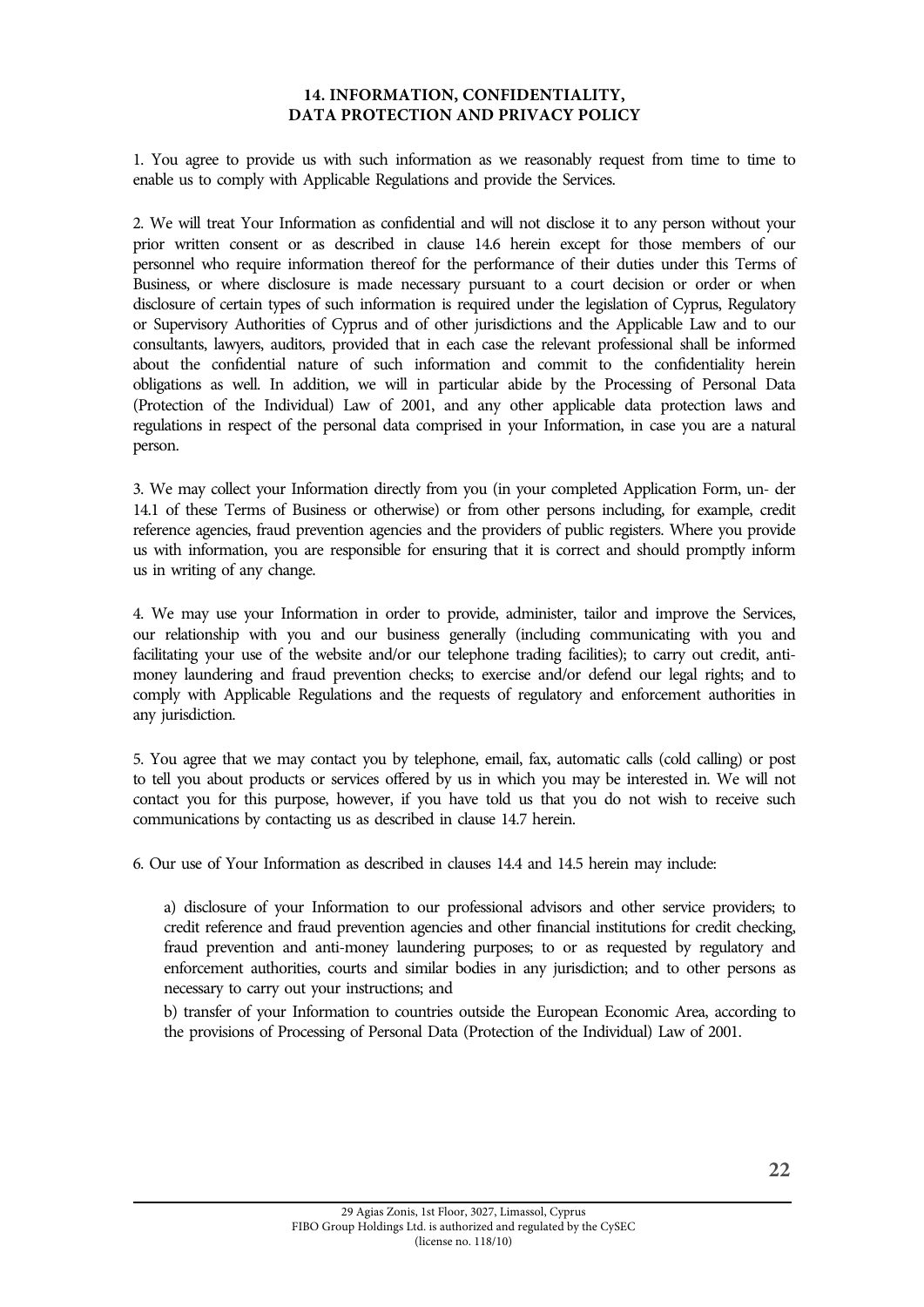## 14. INFORMATION, CONFIDENTIALITY, DATA PROTECTION AND PRIVACY POLICY

1. You agree to provide us with such information as we reasonably request from time to time to enable us to comply with Applicable Regulations and provide the Services.

2. We will treat Your Information as confidential and will not disclose it to any person without your prior written consent or as described in clause 14.6 herein except for those members of our personnel who require information thereof for the performance of their duties under this Terms of Business, or where disclosure is made necessary pursuant to a court decision or order or when disclosure of certain types of such information is required under the legislation of Cyprus, Regulatory or Supervisory Authorities of Cyprus and of other jurisdictions and the Applicable Law and to our consultants, lawyers, auditors, provided that in each case the relevant professional shall be informed about the confidential nature of such information and commit to the confidentiality herein obligations as well. In addition, we will in particular abide by the Processing of Personal Data (Protection of the Individual) Law of 2001, and any other applicable data protection laws and regulations in respect of the personal data comprised in your Information, in case you are a natural person.

3. We may collect your Information directly from you (in your completed Application Form, un- der 14.1 of these Terms of Business or otherwise) or from other persons including, for example, credit reference agencies, fraud prevention agencies and the providers of public registers. Where you provide us with information, you are responsible for ensuring that it is correct and should promptly inform us in writing of any change.

4. We may use your Information in order to provide, administer, tailor and improve the Services, our relationship with you and our business generally (including communicating with you and facilitating your use of the website and/or our telephone trading facilities); to carry out credit, anti-money laundering and fraud prevention checks; to exercise and/or defend our legal rights; and to comply with Applicable Regulations and the requests of regulatory and enforcement authorities in any jurisdiction.

5. You agree that we may contact you by telephone, email, fax, automatic calls (cold calling) or post to tell you about products or services offered by us in which you may be interested in. We will not contact you for this purpose, however, if you have told us that you do not wish to receive such communications by contacting us as described in clause 14.7 herein.

6. Our use of Your Information as described in clauses 14.4 and 14.5 herein may include:

a) disclosure of your Information to our professional advisors and other service providers; to credit reference and fraud prevention agencies and other financial institutions for credit checking, fraud prevention and anti-money laundering purposes; to or as requested by regulatory and enforcement authorities, courts and similar bodies in any jurisdiction; and to other persons as necessary to carry out your instructions; and

b) transfer of your Information to countries outside the European Economic Area, according to the provisions of Processing of Personal Data (Protection of the Individual) Law of 2001.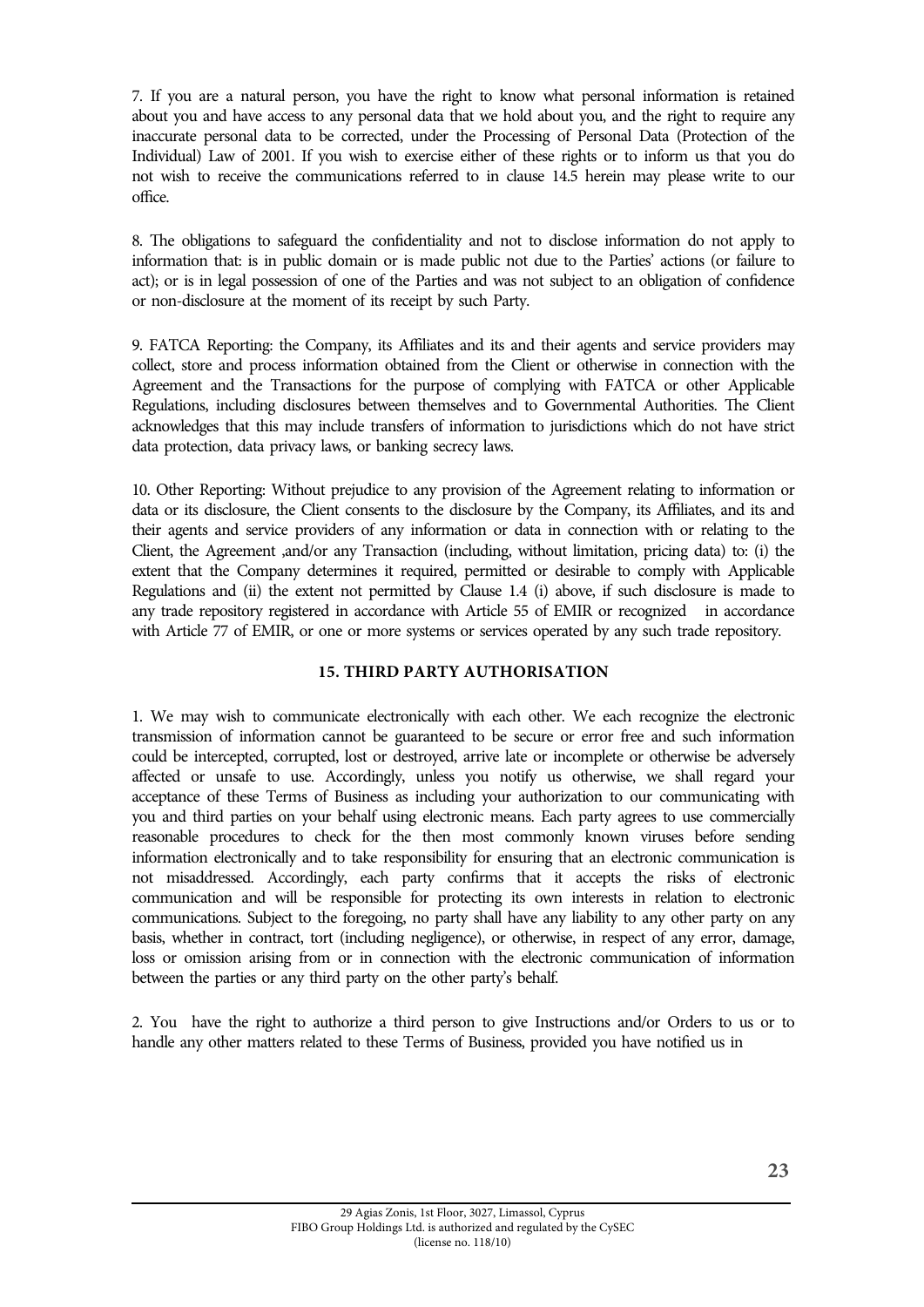7. If you are a natural person, you have the right to know what personal information is retained about you and have access to any personal data that we hold about you, and the right to require any inaccurate personal data to be corrected, under the Processing of Personal Data (Protection of the Individual) Law of 2001. If you wish to exercise either of these rights or to inform us that you do not wish to receive the communications referred to in clause 14.5 herein may please write to our office.

8. The obligations to safeguard the confidentiality and not to disclose information do not apply to information that: is in public domain or is made public not due to the Parties' actions (or failure to act); or is in legal possession of one of the Parties and was not subject to an obligation of confidence or non-disclosure at the moment of its receipt by such Party.

9. FATCA Reporting: the Company, its Affiliates and its and their agents and service providers may collect, store and process information obtained from the Client or otherwise in connection with the Agreement and the Transactions for the purpose of complying with FATCA or other Applicable Regulations, including disclosures between themselves and to Governmental Authorities. The Client acknowledges that this may include transfers of information to jurisdictions which do not have strict data protection, data privacy laws, or banking secrecy laws.

10. Other Reporting: Without prejudice to any provision of the Agreement relating to information or data or its disclosure, the Client consents to the disclosure by the Company, its Affiliates, and its and their agents and service providers of any information or data in connection with or relating to the Client, the Agreement ,and/or any Transaction (including, without limitation, pricing data) to: (i) the extent that the Company determines it required, permitted or desirable to comply with Applicable Regulations and (ii) the extent not permitted by Clause 1.4 (i) above, if such disclosure is made to any trade repository registered in accordance with Article 55 of EMIR or recognized in accordance with Article 77 of EMIR, or one or more systems or services operated by any such trade repository.

## 15. THIRD PARTY AUTHORISATION

1. We may wish to communicate electronically with each other. We each recognize the electronic transmission of information cannot be guaranteed to be secure or error free and such information could be intercepted, corrupted, lost or destroyed, arrive late or incomplete or otherwise be adversely affected or unsafe to use. Accordingly, unless you notify us otherwise, we shall regard your acceptance of these Terms of Business as including your authorization to our communicating with you and third parties on your behalf using electronic means. Each party agrees to use commercially reasonable procedures to check for the then most commonly known viruses before sending information electronically and to take responsibility for ensuring that an electronic communication is not misaddressed. Accordingly, each party confirms that it accepts the risks of electronic communication and will be responsible for protecting its own interests in relation to electronic communications. Subject to the foregoing, no party shall have any liability to any other party on any basis, whether in contract, tort (including negligence), or otherwise, in respect of any error, damage, loss or omission arising from or in connection with the electronic communication of information between the parties or any third party on the other party's behalf.

2. You have the right to authorize a third person to give Instructions and/or Orders to us or to handle any other matters related to these Terms of Business, provided you have notified us in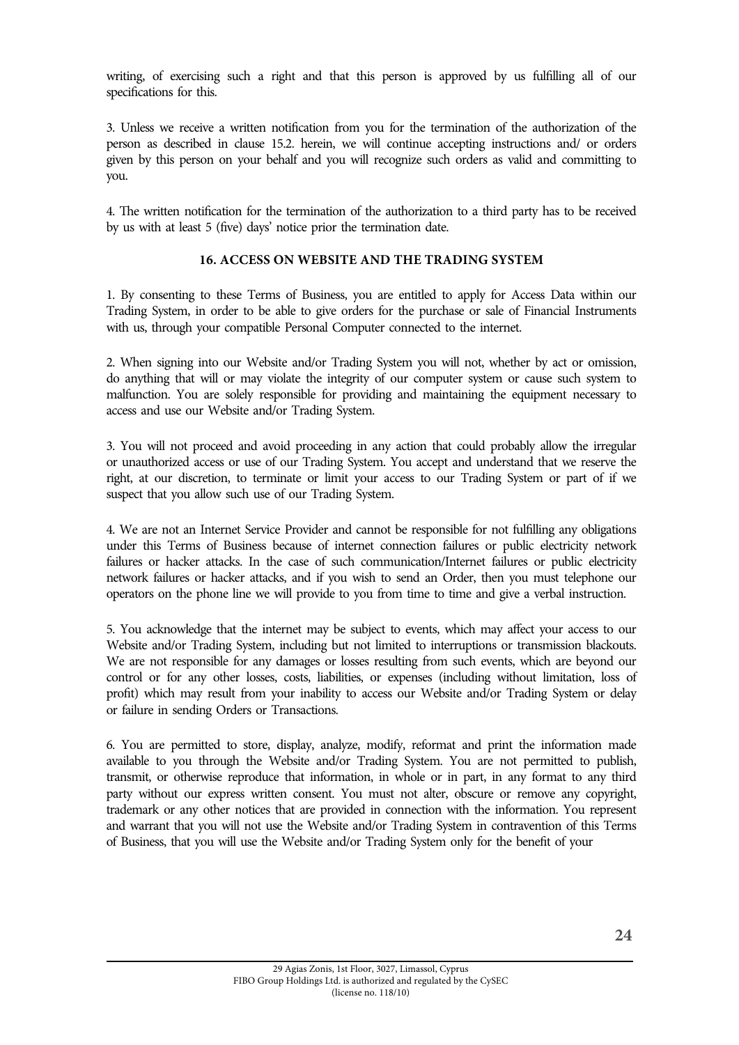writing, of exercising such a right and that this person is approved by us fulfilling all of our specifications for this.

3. Unless we receive a written notification from you for the termination of the authorization of the person as described in clause 15.2. herein, we will continue accepting instructions and/ or orders given by this person on your behalf and you will recognize such orders as valid and committing to you.

4. The written notification for the termination of the authorization to a third party has to be received by us with at least 5 (five) days' notice prior the termination date.

## 16. ACCESS ON WEBSITE AND THE TRADING SYSTEM

1. By consenting to these Terms of Business, you are entitled to apply for Access Data within our Trading System, in order to be able to give orders for the purchase or sale of Financial Instruments with us, through your compatible Personal Computer connected to the internet.

2. When signing into our Website and/or Trading System you will not, whether by act or omission, do anything that will or may violate the integrity of our computer system or cause such system to malfunction. You are solely responsible for providing and maintaining the equipment necessary to access and use our Website and/or Trading System.

3. You will not proceed and avoid proceeding in any action that could probably allow the irregular or unauthorized access or use of our Trading System. You accept and understand that we reserve the right, at our discretion, to terminate or limit your access to our Trading System or part of if we suspect that you allow such use of our Trading System.

4. We are not an Internet Service Provider and cannot be responsible for not fulfilling any obligations under this Terms of Business because of internet connection failures or public electricity network failures or hacker attacks. In the case of such communication/Internet failures or public electricity network failures or hacker attacks, and if you wish to send an Order, then you must telephone our operators on the phone line we will provide to you from time to time and give a verbal instruction.

5. You acknowledge that the internet may be subject to events, which may affect your access to our Website and/or Trading System, including but not limited to interruptions or transmission blackouts. We are not responsible for any damages or losses resulting from such events, which are beyond our control or for any other losses, costs, liabilities, or expenses (including without limitation, loss of profit) which may result from your inability to access our Website and/or Trading System or delay or failure in sending Orders or Transactions.

6. You are permitted to store, display, analyze, modify, reformat and print the information made available to you through the Website and/or Trading System. You are not permitted to publish, transmit, or otherwise reproduce that information, in whole or in part, in any format to any third party without our express written consent. You must not alter, obscure or remove any copyright, trademark or any other notices that are provided in connection with the information. You represent and warrant that you will not use the Website and/or Trading System in contravention of this Terms of Business, that you will use the Website and/or Trading System only for the benefit of your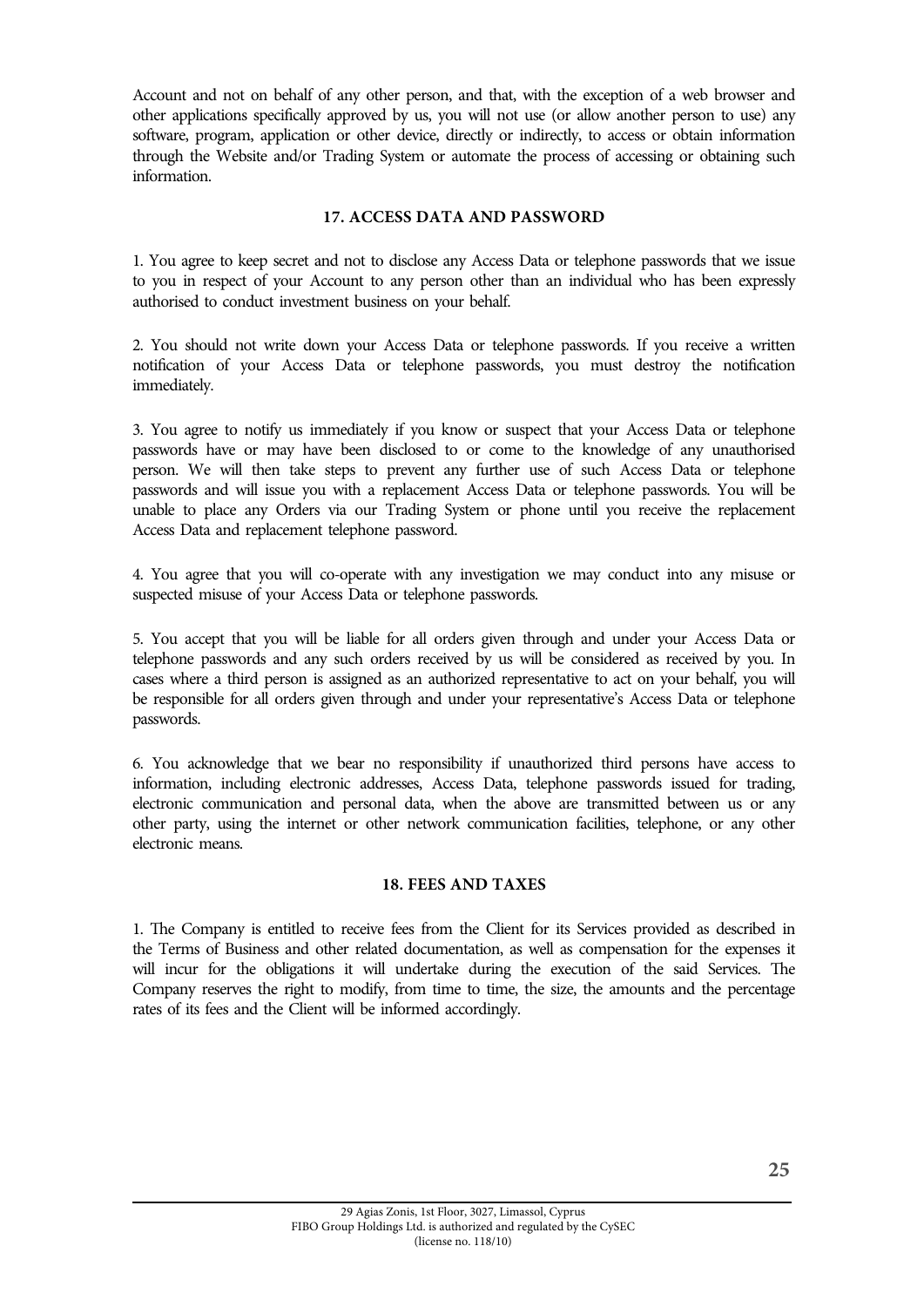Account and not on behalf of any other person, and that, with the exception of a web browser and other applications specifically approved by us, you will not use (or allow another person to use) any software, program, application or other device, directly or indirectly, to access or obtain information through the Website and/or Trading System or automate the process of accessing or obtaining such information.

## 17. ACCESS DATA AND PASSWORD

1. You agree to keep secret and not to disclose any Access Data or telephone passwords that we issue to you in respect of your Account to any person other than an individual who has been expressly authorised to conduct investment business on your behalf.

2. You should not write down your Access Data or telephone passwords. If you receive a written notification of your Access Data or telephone passwords, you must destroy the notification immediately.

3. You agree to notify us immediately if you know or suspect that your Access Data or telephone passwords have or may have been disclosed to or come to the knowledge of any unauthorised person. We will then take steps to prevent any further use of such Access Data or telephone passwords and will issue you with a replacement Access Data or telephone passwords. You will be unable to place any Orders via our Trading System or phone until you receive the replacement Access Data and replacement telephone password.

4. You agree that you will co-operate with any investigation we may conduct into any misuse or suspected misuse of your Access Data or telephone passwords.

5. You accept that you will be liable for all orders given through and under your Access Data or telephone passwords and any such orders received by us will be considered as received by you. In cases where a third person is assigned as an authorized representative to act on your behalf, you will be responsible for all orders given through and under your representative's Access Data or telephone passwords.

6. You acknowledge that we bear no responsibility if unauthorized third persons have access to information, including electronic addresses, Access Data, telephone passwords issued for trading, electronic communication and personal data, when the above are transmitted between us or any other party, using the internet or other network communication facilities, telephone, or any other electronic means.

## 18. FEES AND TAXES

1. The Company is entitled to receive fees from the Client for its Services provided as described in the Terms of Business and other related documentation, as well as compensation for the expenses it will incur for the obligations it will undertake during the execution of the said Services. The Company reserves the right to modify, from time to time, the size, the amounts and the percentage rates of its fees and the Client will be informed accordingly.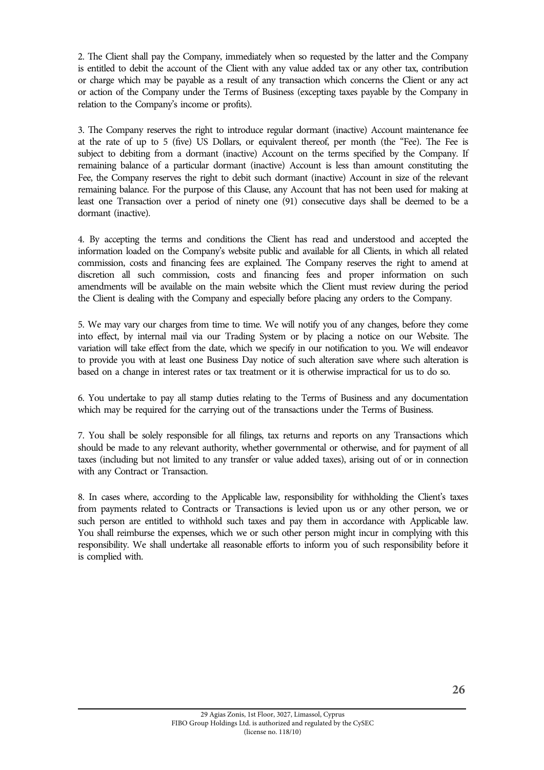2. The Client shall pay the Company, immediately when so requested by the latter and the Company is entitled to debit the account of the Client with any value added tax or any other tax, contribution or charge which may be payable as a result of any transaction which concerns the Client or any act or action of the Company under the Terms of Business (excepting taxes payable by the Company in relation to the Company's income or profits).

3. The Company reserves the right to introduce regular dormant (inactive) Account maintenance fee at the rate of up to 5 (five) US Dollars, or equivalent thereof, per month (the "Fee). The Fee is subject to debiting from a dormant (inactive) Account on the terms specified by the Company. If remaining balance of a particular dormant (inactive) Account is less than amount constituting the Fee, the Company reserves the right to debit such dormant (inactive) Account in size of the relevant remaining balance. For the purpose of this Clause, any Account that has not been used for making at least one Transaction over a period of ninety one (91) consecutive days shall be deemed to be a dormant (inactive).

4. By accepting the terms and conditions the Client has read and understood and accepted the information loaded on the Company's website public and available for all Clients, in which all related commission, costs and financing fees are explained. The Company reserves the right to amend at discretion all such commission, costs and financing fees and proper information on such amendments will be available on the main website which the Client must review during the period the Client is dealing with the Company and especially before placing any orders to the Company.

5. We may vary our charges from time to time. We will notify you of any changes, before they come into effect, by internal mail via our Trading System or by placing a notice on our Website. The variation will take effect from the date, which we specify in our notification to you. We will endeavor to provide you with at least one Business Day notice of such alteration save where such alteration is based on a change in interest rates or tax treatment or it is otherwise impractical for us to do so.

6. You undertake to pay all stamp duties relating to the Terms of Business and any documentation which may be required for the carrying out of the transactions under the Terms of Business.

7. You shall be solely responsible for all filings, tax returns and reports on any Transactions which should be made to any relevant authority, whether governmental or otherwise, and for payment of all taxes (including but not limited to any transfer or value added taxes), arising out of or in connection with any Contract or Transaction.

8. In cases where, according to the Applicable law, responsibility for withholding the Client's taxes from payments related to Contracts or Transactions is levied upon us or any other person, we or such person are entitled to withhold such taxes and pay them in accordance with Applicable law. You shall reimburse the expenses, which we or such other person might incur in complying with this responsibility. We shall undertake all reasonable efforts to inform you of such responsibility before it is complied with.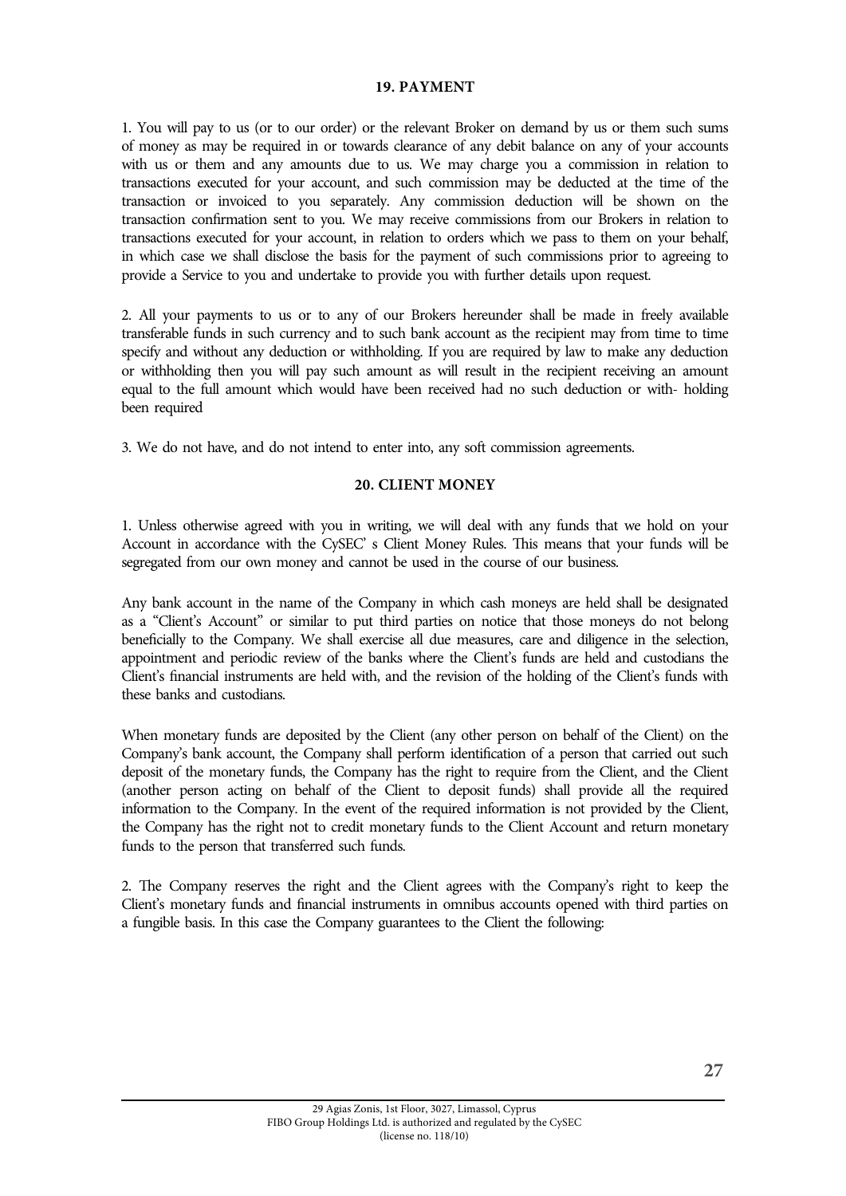## 19. PAYMENT

1. You will pay to us (or to our order) or the relevant Broker on demand by us or them such sums of money as may be required in or towards clearance of any debit balance on any of your accounts with us or them and any amounts due to us. We may charge you a commission in relation to transactions executed for your account, and such commission may be deducted at the time of the transaction or invoiced to you separately. Any commission deduction will be shown on the transaction confirmation sent to you. We may receive commissions from our Brokers in relation to transactions executed for your account, in relation to orders which we pass to them on your behalf, in which case we shall disclose the basis for the payment of such commissions prior to agreeing to provide a Service to you and undertake to provide you with further details upon request.

2. All your payments to us or to any of our Brokers hereunder shall be made in freely available transferable funds in such currency and to such bank account as the recipient may from time to time specify and without any deduction or withholding. If you are required by law to make any deduction or withholding then you will pay such amount as will result in the recipient receiving an amount equal to the full amount which would have been received had no such deduction or with- holding been required

3. We do not have, and do not intend to enter into, any soft commission agreements.

## 20. CLIENT MONEY

1. Unless otherwise agreed with you in writing, we will deal with any funds that we hold on your Account in accordance with the CySEC' s Client Money Rules. This means that your funds will be segregated from our own money and cannot be used in the course of our business.

Any bank account in the name of the Company in which cash moneys are held shall be designated as a "Client's Account" or similar to put third parties on notice that those moneys do not belong beneficially to the Company. We shall exercise all due measures, care and diligence in the selection, appointment and periodic review of the banks where the Client's funds are held and custodians the Client's financial instruments are held with, and the revision of the holding of the Client's funds with these banks and custodians.

When monetary funds are deposited by the Client (any other person on behalf of the Client) on the Company's bank account, the Company shall perform identification of a person that carried out such deposit of the monetary funds, the Company has the right to require from the Client, and the Client (another person acting on behalf of the Client to deposit funds) shall provide all the required information to the Company. In the event of the required information is not provided by the Client, the Company has the right not to credit monetary funds to the Client Account and return monetary funds to the person that transferred such funds.

2. The Company reserves the right and the Client agrees with the Company's right to keep the Client's monetary funds and financial instruments in omnibus accounts opened with third parties on a fungible basis. In this case the Company guarantees to the Client the following: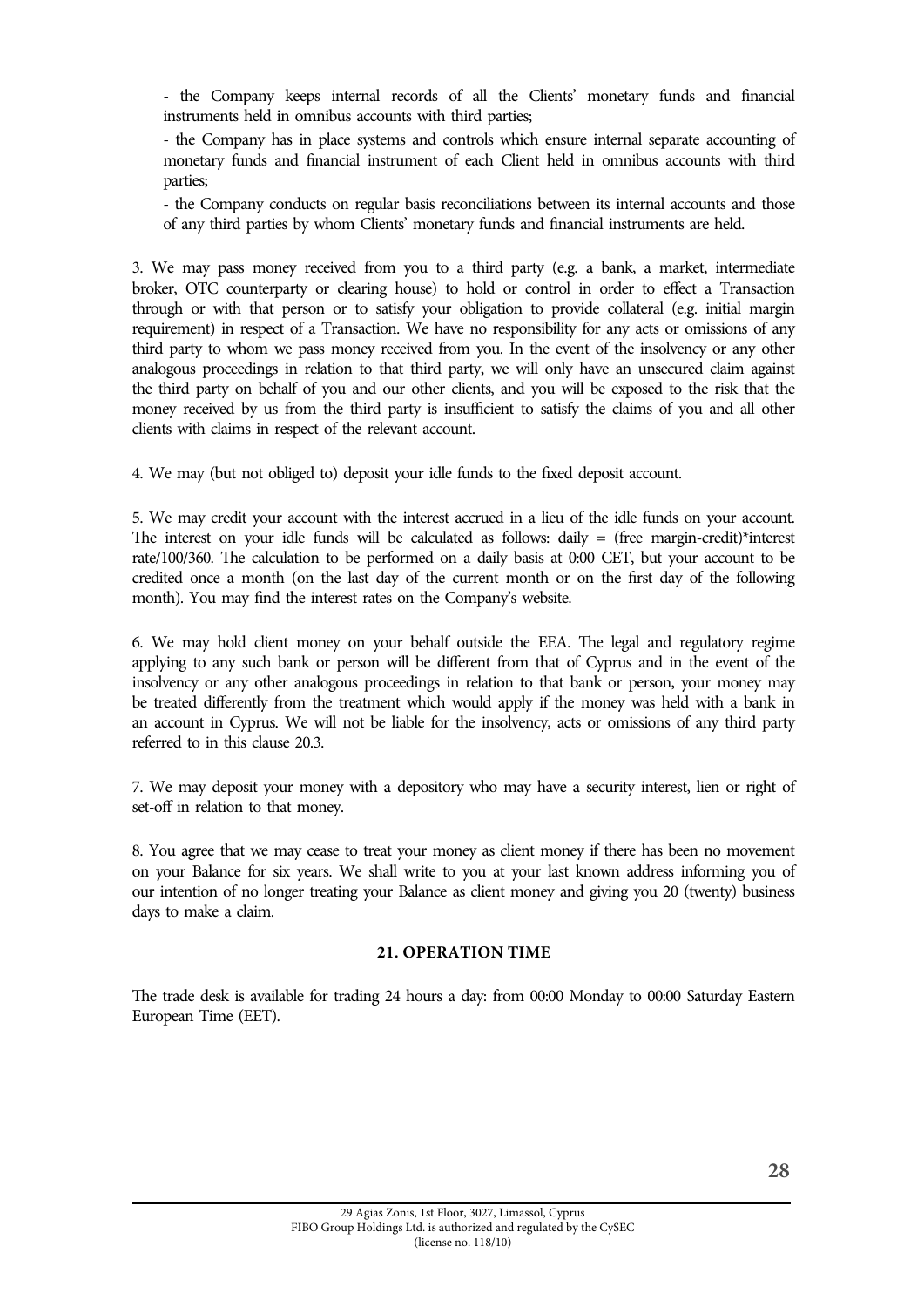- the Company keeps internal records of all the Clients' monetary funds and financial instruments held in omnibus accounts with third parties;

- the Company has in place systems and controls which ensure internal separate accounting of monetary funds and financial instrument of each Client held in omnibus accounts with third parties;

- the Company conducts on regular basis reconciliations between its internal accounts and those of any third parties by whom Clients' monetary funds and financial instruments are held.

3. We may pass money received from you to a third party (e.g. a bank, a market, intermediate broker, OTC counterparty or clearing house) to hold or control in order to effect a Transaction through or with that person or to satisfy your obligation to provide collateral (e.g. initial margin requirement) in respect of a Transaction. We have no responsibility for any acts or omissions of any third party to whom we pass money received from you. In the event of the insolvency or any other analogous proceedings in relation to that third party, we will only have an unsecured claim against the third party on behalf of you and our other clients, and you will be exposed to the risk that the money received by us from the third party is insufficient to satisfy the claims of you and all other clients with claims in respect of the relevant account.

4. We may (but not obliged to) deposit your idle funds to the fixed deposit account.

5. We may credit your account with the interest accrued in a lieu of the idle funds on your account. The interest on your idle funds will be calculated as follows: daily = (free margin-credit)*interest rate/100/360. The calculation to be performed on a daily basis at 0:00 CET, but your account to be credited once a month (on the last day of the current month or on the first day of the following month). You may find the interest rates on the Company's website.

6. We may hold client money on your behalf outside the EEA. The legal and regulatory regime applying to any such bank or person will be different from that of Cyprus and in the event of the insolvency or any other analogous proceedings in relation to that bank or person, your money may be treated differently from the treatment which would apply if the money was held with a bank in an account in Cyprus. We will not be liable for the insolvency, acts or omissions of any third party referred to in this clause 20.3.

7. We may deposit your money with a depository who may have a security interest, lien or right of set-off in relation to that money.

8. You agree that we may cease to treat your money as client money if there has been no movement on your Balance for six years. We shall write to you at your last known address informing you of our intention of no longer treating your Balance as client money and giving you 20 (twenty) business days to make a claim.

## 21. OPERATION TIME

The trade desk is available for trading 24 hours a day: from 00:00 Monday to 00:00 Saturday Eastern European Time (EET).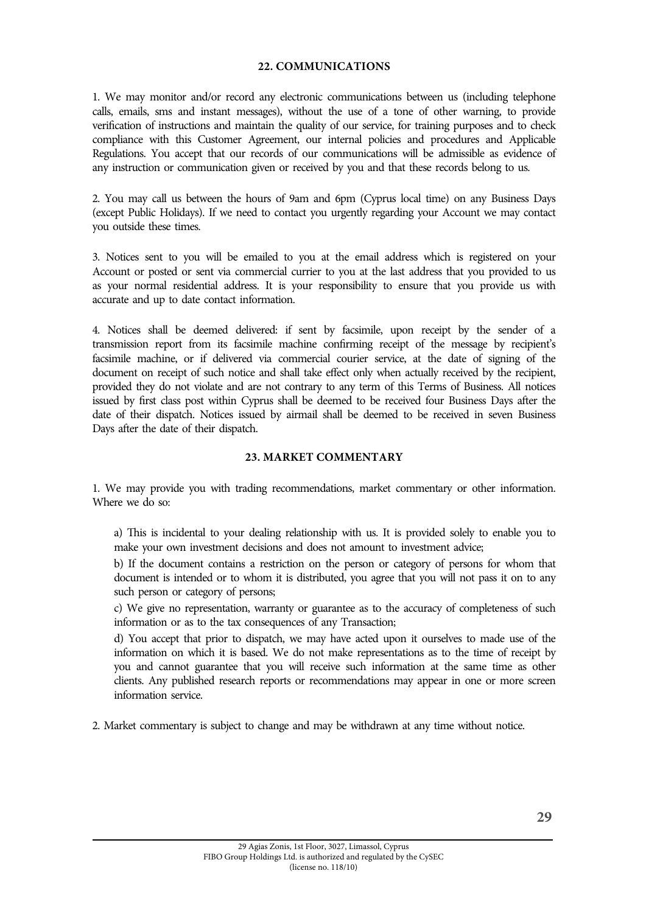## 22. COMMUNICATIONS

1. We may monitor and/or record any electronic communications between us (including telephone calls, emails, sms and instant messages), without the use of a tone of other warning, to provide verification of instructions and maintain the quality of our service, for training purposes and to check compliance with this Customer Agreement, our internal policies and procedures and Applicable Regulations. You accept that our records of our communications will be admissible as evidence of any instruction or communication given or received by you and that these records belong to us.

2. You may call us between the hours of 9am and 6pm (Cyprus local time) on any Business Days (except Public Holidays). If we need to contact you urgently regarding your Account we may contact you outside these times.

3. Notices sent to you will be emailed to you at the email address which is registered on your Account or posted or sent via commercial currier to you at the last address that you provided to us as your normal residential address. It is your responsibility to ensure that you provide us with accurate and up to date contact information.

4. Notices shall be deemed delivered: if sent by facsimile, upon receipt by the sender of a transmission report from its facsimile machine confirming receipt of the message by recipient's facsimile machine, or if delivered via commercial courier service, at the date of signing of the document on receipt of such notice and shall take effect only when actually received by the recipient, provided they do not violate and are not contrary to any term of this Terms of Business. All notices issued by first class post within Cyprus shall be deemed to be received four Business Days after the date of their dispatch. Notices issued by airmail shall be deemed to be received in seven Business Days after the date of their dispatch.

## 23. MARKET COMMENTARY

1. We may provide you with trading recommendations, market commentary or other information. Where we do so:

a) This is incidental to your dealing relationship with us. It is provided solely to enable you to make your own investment decisions and does not amount to investment advice;

b) If the document contains a restriction on the person or category of persons for whom that document is intended or to whom it is distributed, you agree that you will not pass it on to any such person or category of persons;

c) We give no representation, warranty or guarantee as to the accuracy of completeness of such information or as to the tax consequences of any Transaction;

d) You accept that prior to dispatch, we may have acted upon it ourselves to made use of the information on which it is based. We do not make representations as to the time of receipt by you and cannot guarantee that you will receive such information at the same time as other clients. Any published research reports or recommendations may appear in one or more screen information service.

2. Market commentary is subject to change and may be withdrawn at any time without notice.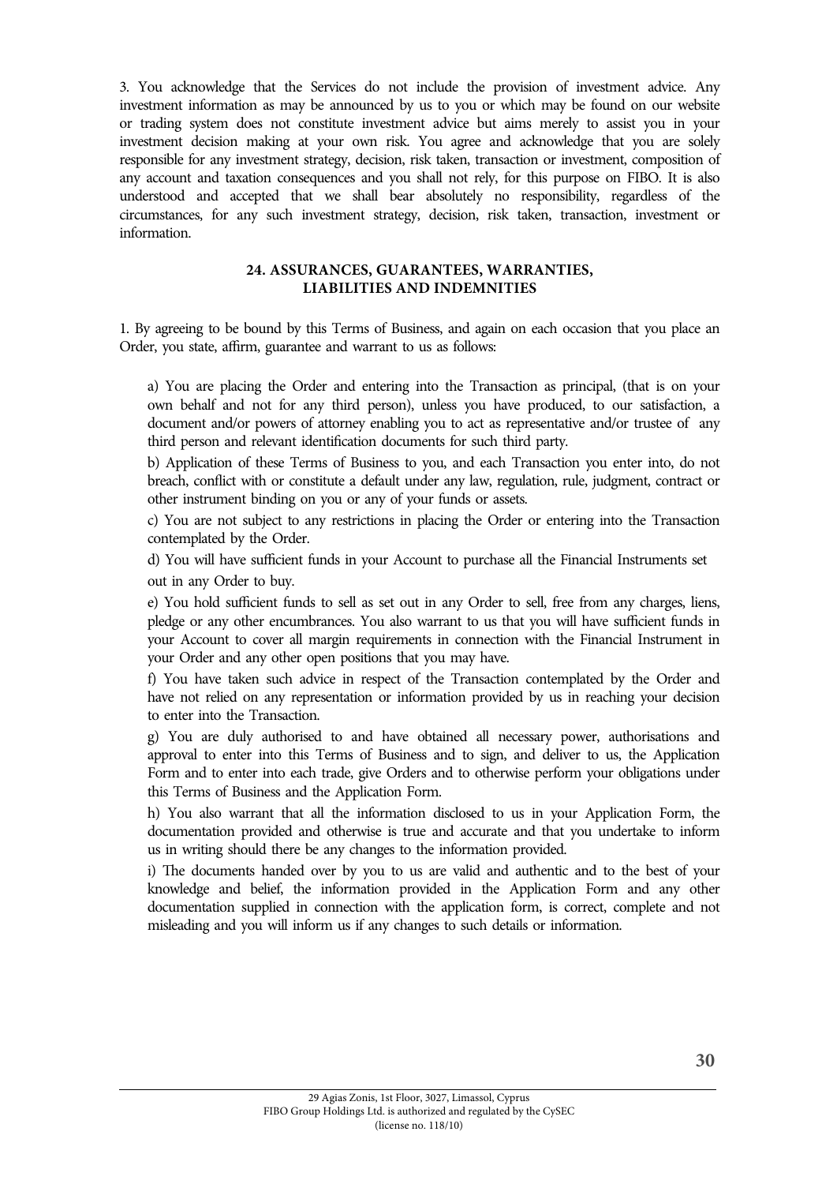3. You acknowledge that the Services do not include the provision of investment advice. Any investment information as may be announced by us to you or which may be found on our website or trading system does not constitute investment advice but aims merely to assist you in your investment decision making at your own risk. You agree and acknowledge that you are solely responsible for any investment strategy, decision, risk taken, transaction or investment, composition of any account and taxation consequences and you shall not rely, for this purpose on FIBO. It is also understood and accepted that we shall bear absolutely no responsibility, regardless of the circumstances, for any such investment strategy, decision, risk taken, transaction, investment or information.

## 24. ASSURANCES, GUARANTEES, WARRANTIES, LIABILITIES AND INDEMNITIES

1. By agreeing to be bound by this Terms of Business, and again on each occasion that you place an Order, you state, affirm, guarantee and warrant to us as follows:

a) You are placing the Order and entering into the Transaction as principal, (that is on your own behalf and not for any third person), unless you have produced, to our satisfaction, a document and/or powers of attorney enabling you to act as representative and/or trustee of any third person and relevant identification documents for such third party.

b) Application of these Terms of Business to you, and each Transaction you enter into, do not breach, conflict with or constitute a default under any law, regulation, rule, judgment, contract or other instrument binding on you or any of your funds or assets.

c) You are not subject to any restrictions in placing the Order or entering into the Transaction contemplated by the Order.

d) You will have sufficient funds in your Account to purchase all the Financial Instruments set out in any Order to buy.

e) You hold sufficient funds to sell as set out in any Order to sell, free from any charges, liens, pledge or any other encumbrances. You also warrant to us that you will have sufficient funds in your Account to cover all margin requirements in connection with the Financial Instrument in your Order and any other open positions that you may have.

f) You have taken such advice in respect of the Transaction contemplated by the Order and have not relied on any representation or information provided by us in reaching your decision to enter into the Transaction.

g) You are duly authorised to and have obtained all necessary power, authorisations and approval to enter into this Terms of Business and to sign, and deliver to us, the Application Form and to enter into each trade, give Orders and to otherwise perform your obligations under this Terms of Business and the Application Form.

h) You also warrant that all the information disclosed to us in your Application Form, the documentation provided and otherwise is true and accurate and that you undertake to inform us in writing should there be any changes to the information provided.

i) The documents handed over by you to us are valid and authentic and to the best of your knowledge and belief, the information provided in the Application Form and any other documentation supplied in connection with the application form, is correct, complete and not misleading and you will inform us if any changes to such details or information.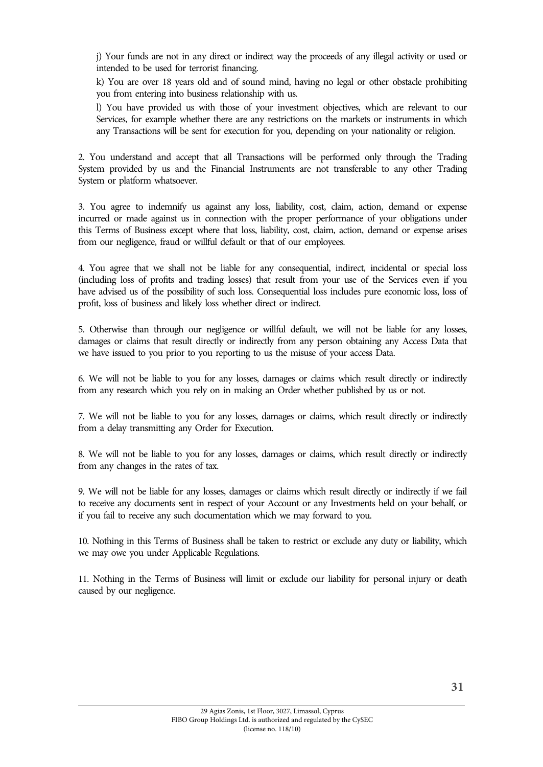j) Your funds are not in any direct or indirect way the proceeds of any illegal activity or used or intended to be used for terrorist financing.

k) You are over 18 years old and of sound mind, having no legal or other obstacle prohibiting you from entering into business relationship with us.

l) You have provided us with those of your investment objectives, which are relevant to our Services, for example whether there are any restrictions on the markets or instruments in which any Transactions will be sent for execution for you, depending on your nationality or religion.

2. You understand and accept that all Transactions will be performed only through the Trading System provided by us and the Financial Instruments are not transferable to any other Trading System or platform whatsoever.

3. You agree to indemnify us against any loss, liability, cost, claim, action, demand or expense incurred or made against us in connection with the proper performance of your obligations under this Terms of Business except where that loss, liability, cost, claim, action, demand or expense arises from our negligence, fraud or willful default or that of our employees.

4. You agree that we shall not be liable for any consequential, indirect, incidental or special loss (including loss of profits and trading losses) that result from your use of the Services even if you have advised us of the possibility of such loss. Consequential loss includes pure economic loss, loss of profit, loss of business and likely loss whether direct or indirect.

5. Otherwise than through our negligence or willful default, we will not be liable for any losses, damages or claims that result directly or indirectly from any person obtaining any Access Data that we have issued to you prior to you reporting to us the misuse of your access Data.

6. We will not be liable to you for any losses, damages or claims which result directly or indirectly from any research which you rely on in making an Order whether published by us or not.

7. We will not be liable to you for any losses, damages or claims, which result directly or indirectly from a delay transmitting any Order for Execution.

8. We will not be liable to you for any losses, damages or claims, which result directly or indirectly from any changes in the rates of tax.

9. We will not be liable for any losses, damages or claims which result directly or indirectly if we fail to receive any documents sent in respect of your Account or any Investments held on your behalf, or if you fail to receive any such documentation which we may forward to you.

10. Nothing in this Terms of Business shall be taken to restrict or exclude any duty or liability, which we may owe you under Applicable Regulations.

11. Nothing in the Terms of Business will limit or exclude our liability for personal injury or death caused by our negligence.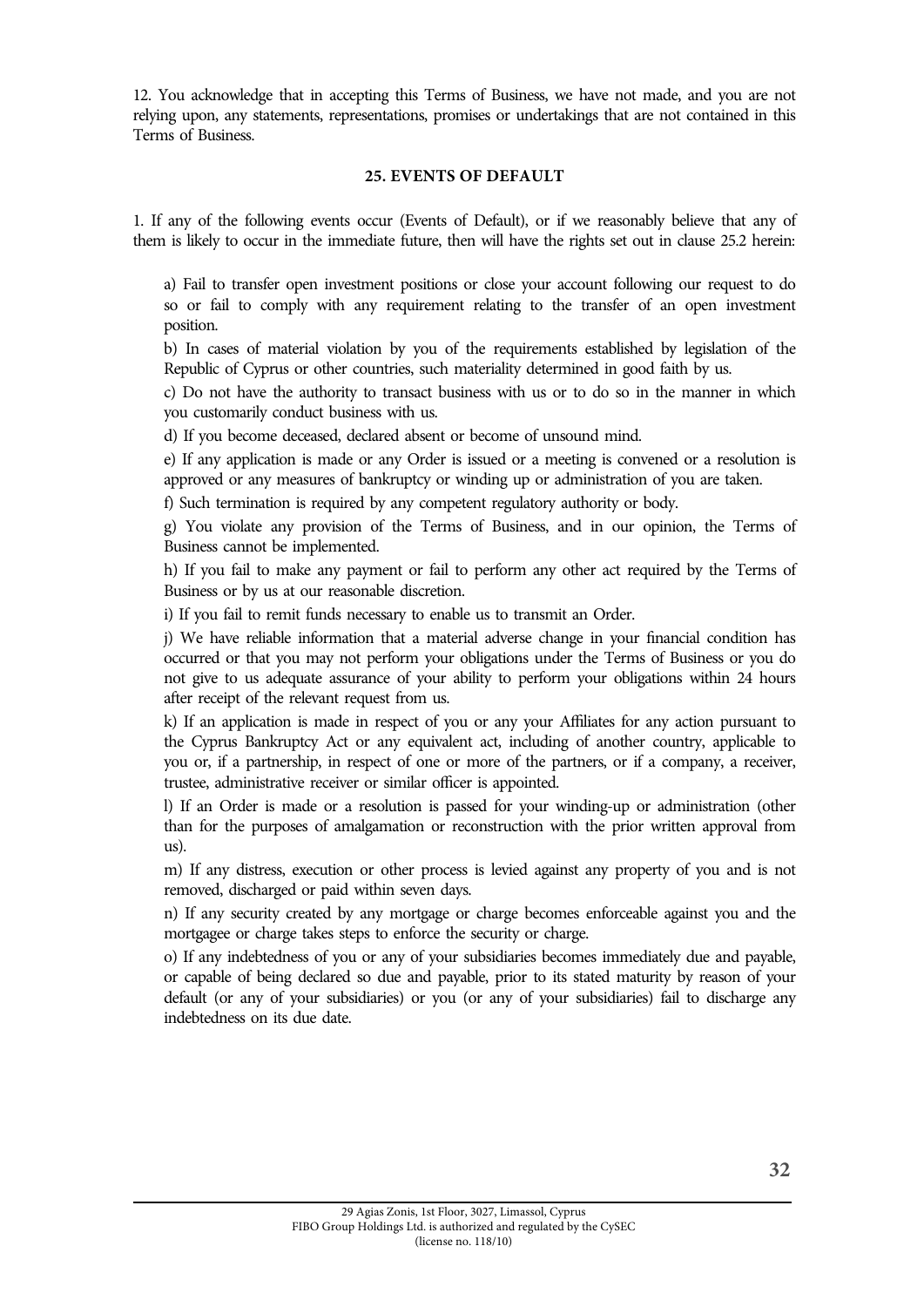12. You acknowledge that in accepting this Terms of Business, we have not made, and you are not relying upon, any statements, representations, promises or undertakings that are not contained in this Terms of Business.

## 25. EVENTS OF DEFAULT

1. If any of the following events occur (Events of Default), or if we reasonably believe that any of them is likely to occur in the immediate future, then will have the rights set out in clause 25.2 herein:

a) Fail to transfer open investment positions or close your account following our request to do so or fail to comply with any requirement relating to the transfer of an open investment position.

b) In cases of material violation by you of the requirements established by legislation of the Republic of Cyprus or other countries, such materiality determined in good faith by us.

c) Do not have the authority to transact business with us or to do so in the manner in which you customarily conduct business with us.

d) If you become deceased, declared absent or become of unsound mind.

e) If any application is made or any Order is issued or a meeting is convened or a resolution is approved or any measures of bankruptcy or winding up or administration of you are taken.

f) Such termination is required by any competent regulatory authority or body.

g) You violate any provision of the Terms of Business, and in our opinion, the Terms of Business cannot be implemented.

h) If you fail to make any payment or fail to perform any other act required by the Terms of Business or by us at our reasonable discretion.

i) If you fail to remit funds necessary to enable us to transmit an Order.

j) We have reliable information that a material adverse change in your financial condition has occurred or that you may not perform your obligations under the Terms of Business or you do not give to us adequate assurance of your ability to perform your obligations within 24 hours after receipt of the relevant request from us.

k) If an application is made in respect of you or any your Affiliates for any action pursuant to the Cyprus Bankruptcy Act or any equivalent act, including of another country, applicable to you or, if a partnership, in respect of one or more of the partners, or if a company, a receiver, trustee, administrative receiver or similar officer is appointed.

l) If an Order is made or a resolution is passed for your winding-up or administration (other than for the purposes of amalgamation or reconstruction with the prior written approval from us).

m) If any distress, execution or other process is levied against any property of you and is not removed, discharged or paid within seven days.

n) If any security created by any mortgage or charge becomes enforceable against you and the mortgagee or charge takes steps to enforce the security or charge.

o) If any indebtedness of you or any of your subsidiaries becomes immediately due and payable, or capable of being declared so due and payable, prior to its stated maturity by reason of your default (or any of your subsidiaries) or you (or any of your subsidiaries) fail to discharge any indebtedness on its due date.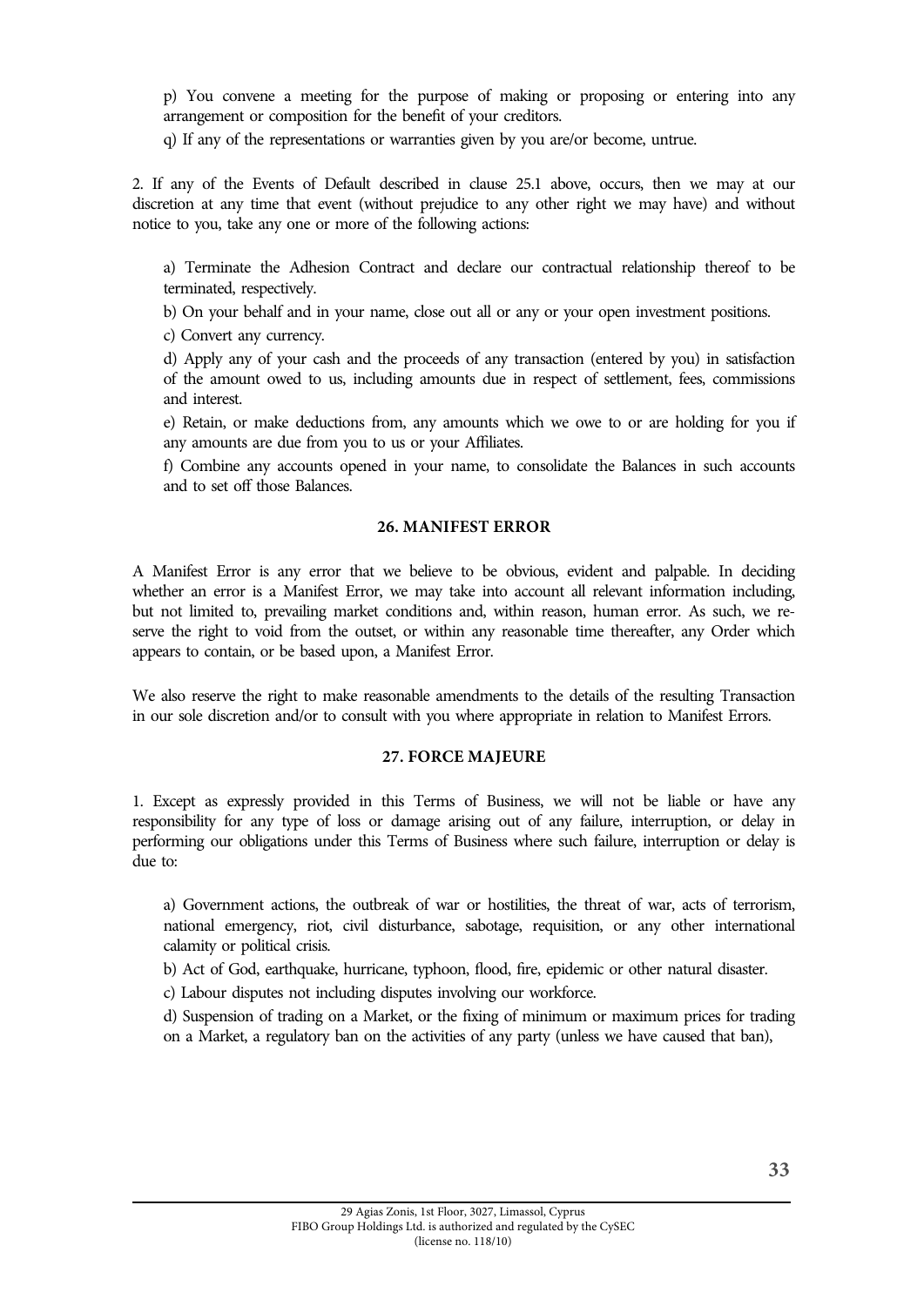p) You convene a meeting for the purpose of making or proposing or entering into any arrangement or composition for the benefit of your creditors.

q) If any of the representations or warranties given by you are/or become, untrue.

2. If any of the Events of Default described in clause 25.1 above, occurs, then we may at our discretion at any time that event (without prejudice to any other right we may have) and without notice to you, take any one or more of the following actions:

a) Terminate the Adhesion Contract and declare our contractual relationship thereof to be terminated, respectively.

b) On your behalf and in your name, close out all or any or your open investment positions.

c) Convert any currency.

d) Apply any of your cash and the proceeds of any transaction (entered by you) in satisfaction of the amount owed to us, including amounts due in respect of settlement, fees, commissions and interest.

e) Retain, or make deductions from, any amounts which we owe to or are holding for you if any amounts are due from you to us or your Affiliates.

f) Combine any accounts opened in your name, to consolidate the Balances in such accounts and to set off those Balances.

## 26. MANIFEST ERROR

A Manifest Error is any error that we believe to be obvious, evident and palpable. In deciding whether an error is a Manifest Error, we may take into account all relevant information including, but not limited to, prevailing market conditions and, within reason, human error. As such, we reserve the right to void from the outset, or within any reasonable time thereafter, any Order which appears to contain, or be based upon, a Manifest Error.

We also reserve the right to make reasonable amendments to the details of the resulting Transaction in our sole discretion and/or to consult with you where appropriate in relation to Manifest Errors.

## 27. FORCE MAJEURE

1. Except as expressly provided in this Terms of Business, we will not be liable or have any responsibility for any type of loss or damage arising out of any failure, interruption, or delay in performing our obligations under this Terms of Business where such failure, interruption or delay is due to:

a) Government actions, the outbreak of war or hostilities, the threat of war, acts of terrorism, national emergency, riot, civil disturbance, sabotage, requisition, or any other international calamity or political crisis.

b) Act of God, earthquake, hurricane, typhoon, flood, fire, epidemic or other natural disaster.

c) Labour disputes not including disputes involving our workforce.

d) Suspension of trading on a Market, or the fixing of minimum or maximum prices for trading on a Market, a regulatory ban on the activities of any party (unless we have caused that ban),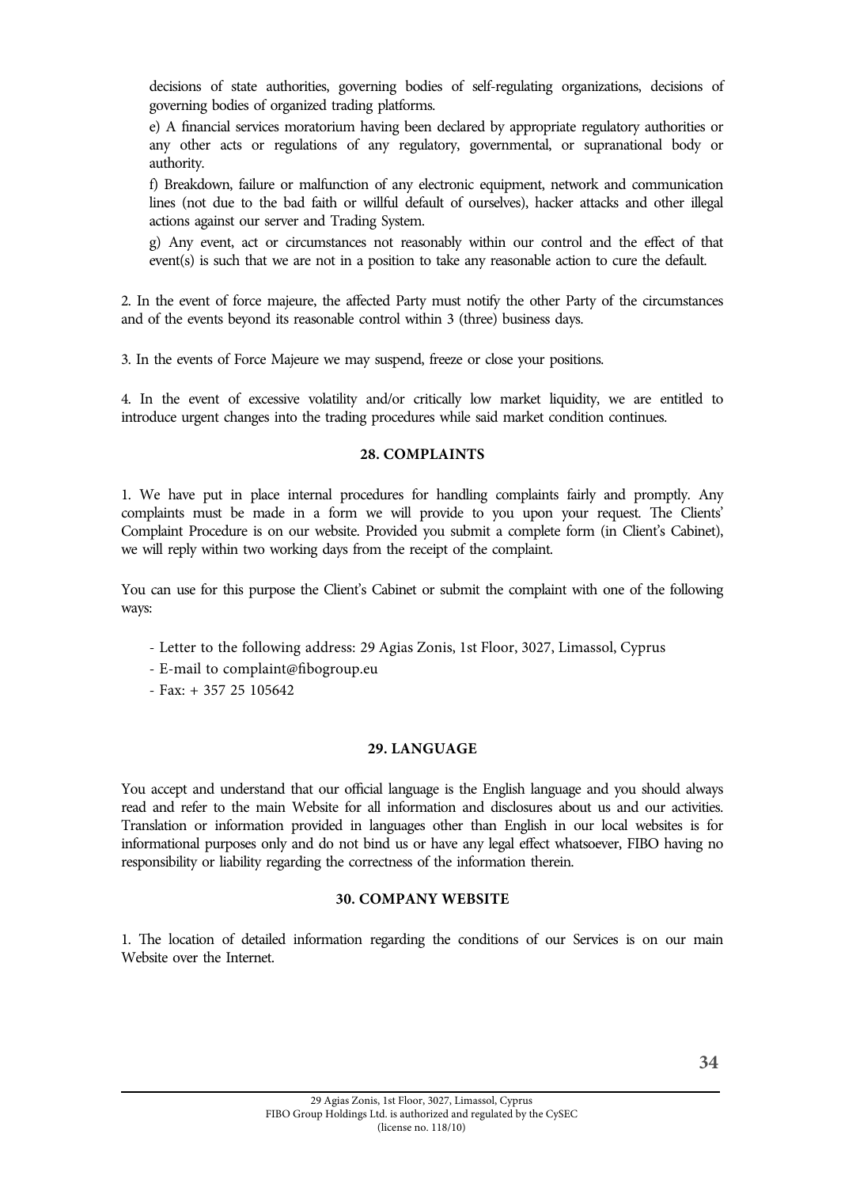decisions of state authorities, governing bodies of self-regulating organizations, decisions of governing bodies of organized trading platforms.

e) A financial services moratorium having been declared by appropriate regulatory authorities or any other acts or regulations of any regulatory, governmental, or supranational body or authority.

f) Breakdown, failure or malfunction of any electronic equipment, network and communication lines (not due to the bad faith or willful default of ourselves), hacker attacks and other illegal actions against our server and Trading System.

g) Any event, act or circumstances not reasonably within our control and the effect of that event(s) is such that we are not in a position to take any reasonable action to cure the default.

2. In the event of force majeure, the affected Party must notify the other Party of the circumstances and of the events beyond its reasonable control within 3 (three) business days.

3. In the events of Force Majeure we may suspend, freeze or close your positions.

4. In the event of excessive volatility and/or critically low market liquidity, we are entitled to introduce urgent changes into the trading procedures while said market condition continues.

## 28. COMPLAINTS

1. We have put in place internal procedures for handling complaints fairly and promptly. Any complaints must be made in a form we will provide to you upon your request. The Clients' Complaint Procedure is on our website. Provided you submit a complete form (in Client's Cabinet), we will reply within two working days from the receipt of the complaint.

You can use for this purpose the Client's Cabinet or submit the complaint with one of the following ways:

- Letter to the following address: 29 Agias Zonis, 1st Floor, 3027, Limassol, Cyprus
- E-mail to complaint@fibogroup.eu
- Fax: + 357 25 105642

## 29. LANGUAGE

You accept and understand that our official language is the English language and you should always read and refer to the main Website for all information and disclosures about us and our activities. Translation or information provided in languages other than English in our local websites is for informational purposes only and do not bind us or have any legal effect whatsoever, FIBO having no responsibility or liability regarding the correctness of the information therein.

## 30. COMPANY WEBSITE

1. The location of detailed information regarding the conditions of our Services is on our main Website over the Internet.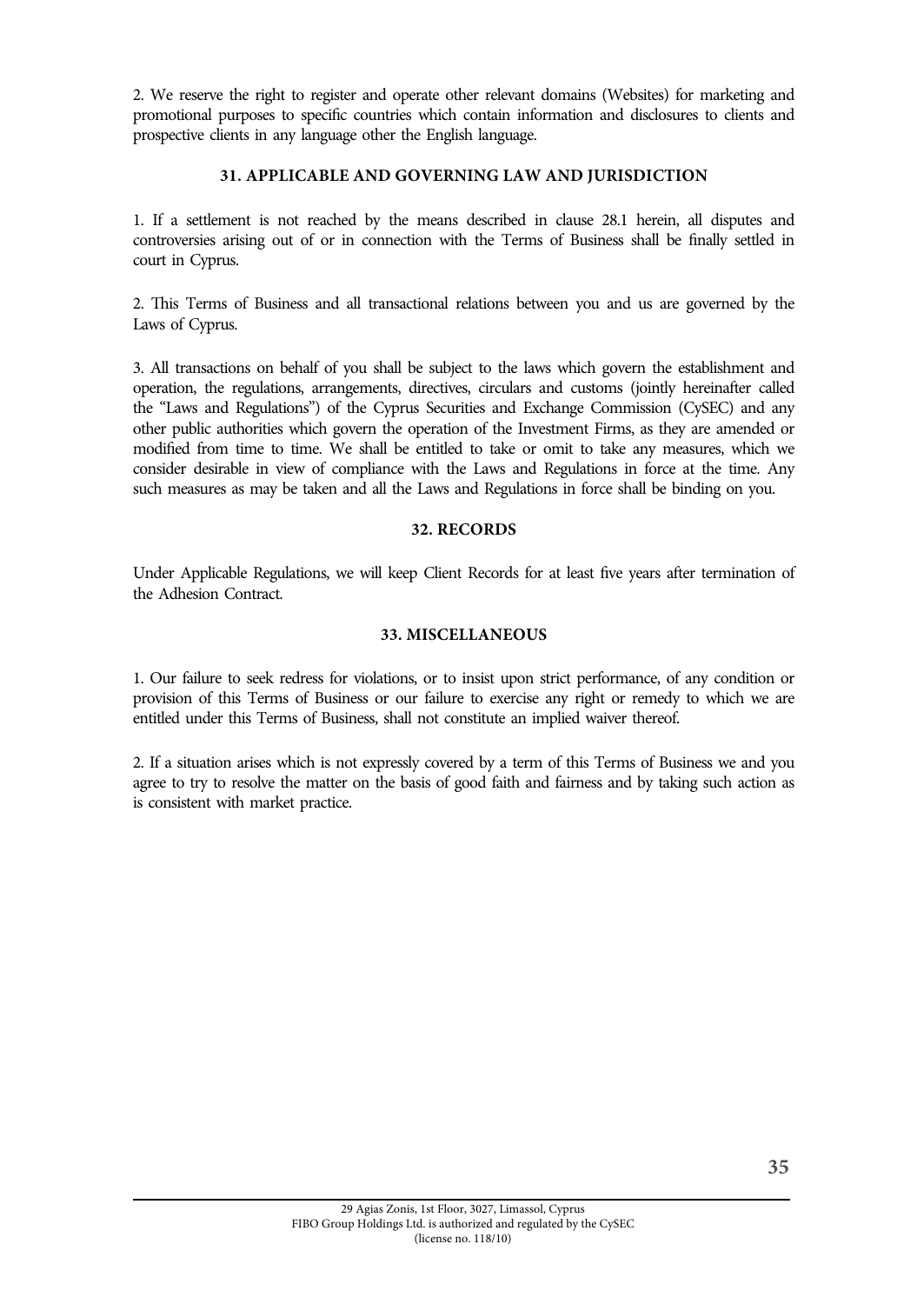2. We reserve the right to register and operate other relevant domains (Websites) for marketing and promotional purposes to specific countries which contain information and disclosures to clients and prospective clients in any language other the English language.

### 31. APPLICABLE AND GOVERNING LAW AND JURISDICTION

1. If a settlement is not reached by the means described in clause 28.1 herein, all disputes and controversies arising out of or in connection with the Terms of Business shall be finally settled in court in Cyprus.

2. This Terms of Business and all transactional relations between you and us are governed by the Laws of Cyprus.

3. All transactions on behalf of you shall be subject to the laws which govern the establishment and operation, the regulations, arrangements, directives, circulars and customs (jointly hereinafter called the "Laws and Regulations") of the Cyprus Securities and Exchange Commission (CySEC) and any other public authorities which govern the operation of the Investment Firms, as they are amended or modified from time to time. We shall be entitled to take or omit to take any measures, which we consider desirable in view of compliance with the Laws and Regulations in force at the time. Any such measures as may be taken and all the Laws and Regulations in force shall be binding on you.

### 32. RECORDS

Under Applicable Regulations, we will keep Client Records for at least five years after termination of the Adhesion Contract.

### 33. MISCELLANEOUS

1. Our failure to seek redress for violations, or to insist upon strict performance, of any condition or provision of this Terms of Business or our failure to exercise any right or remedy to which we are entitled under this Terms of Business, shall not constitute an implied waiver thereof.

2. If a situation arises which is not expressly covered by a term of this Terms of Business we and you agree to try to resolve the matter on the basis of good faith and fairness and by taking such action as is consistent with market practice.